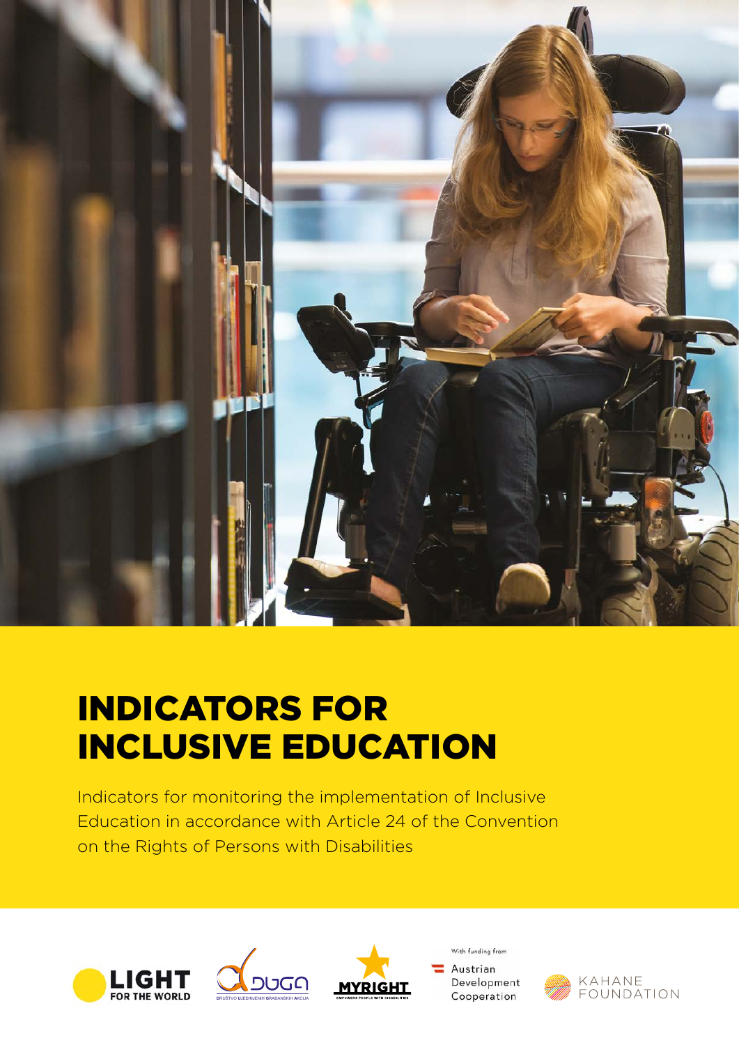# INDICATORS FOR INCLUSIVE EDUCATION

Indicators for monitoring the implementation of Inclusive Education in accordance with Article 24 of the Convention on the Rights of Persons with Disabilities

LIGHT FOR THE WORLD

DUGA — DRUŠTVO UJEDINJENIH GRAĐANSKIH AKCIJA

MYRIGHT — EMPOWERS PEOPLE WITH DISABILITIES

With funding from

Austrian Development Cooperation

KAHANE FOUNDATION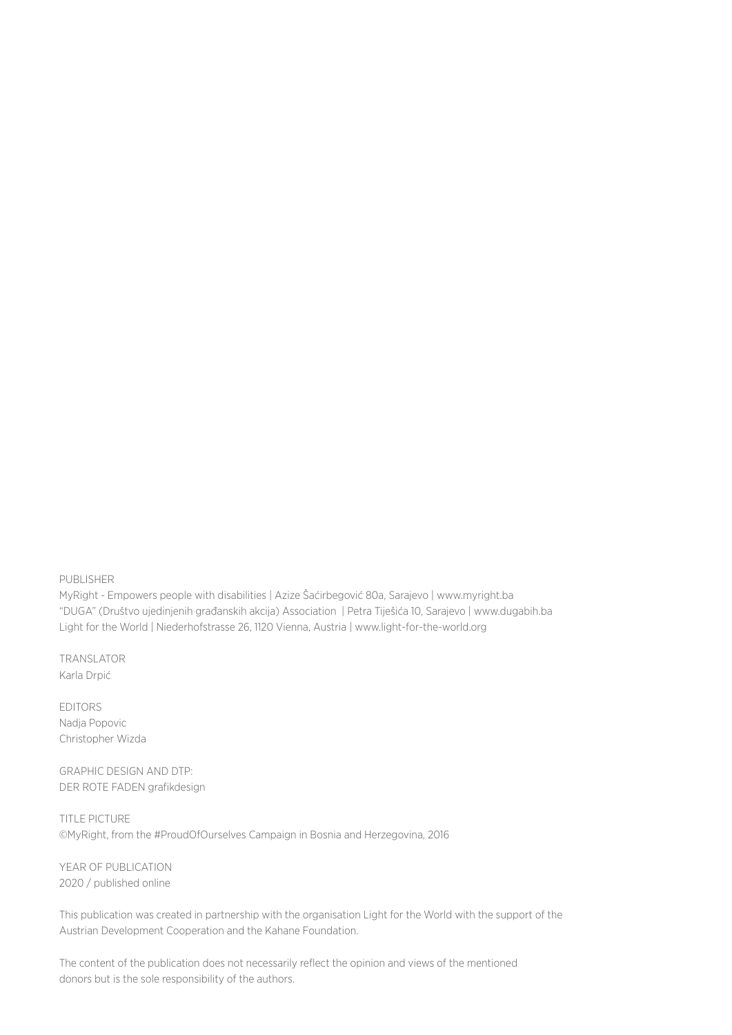PUBLISHER

MyRight - Empowers people with disabilities | Azize Šaćirbegović 80a, Sarajevo | www.myright.ba
"DUGA" (Društvo ujedinjenih građanskih akcija) Association | Petra Tiješića 10, Sarajevo | www.dugabih.ba
Light for the World | Niederhofstrasse 26, 1120 Vienna, Austria | www.light-for-the-world.org

TRANSLATOR

Karla Drpić

EDITORS

Nadja Popovic
Christopher Wizda

GRAPHIC DESIGN AND DTP:

DER ROTE FADEN grafikdesign

TITLE PICTURE

©MyRight, from the #ProudOfOurselves Campaign in Bosnia and Herzegovina, 2016

YEAR OF PUBLICATION

2020 / published online

This publication was created in partnership with the organisation Light for the World with the support of the Austrian Development Cooperation and the Kahane Foundation.

The content of the publication does not necessarily reflect the opinion and views of the mentioned donors but is the sole responsibility of the authors.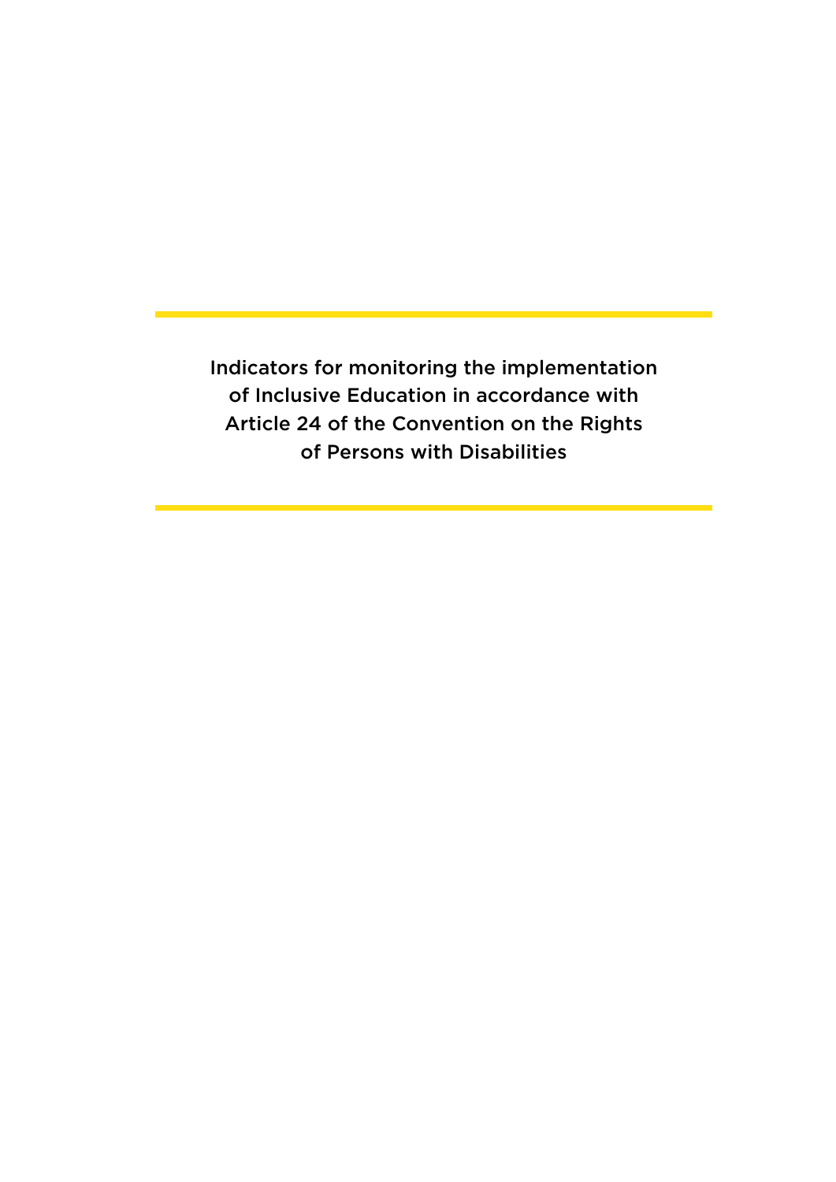# Indicators for monitoring the implementation of Inclusive Education in accordance with Article 24 of the Convention on the Rights of Persons with Disabilities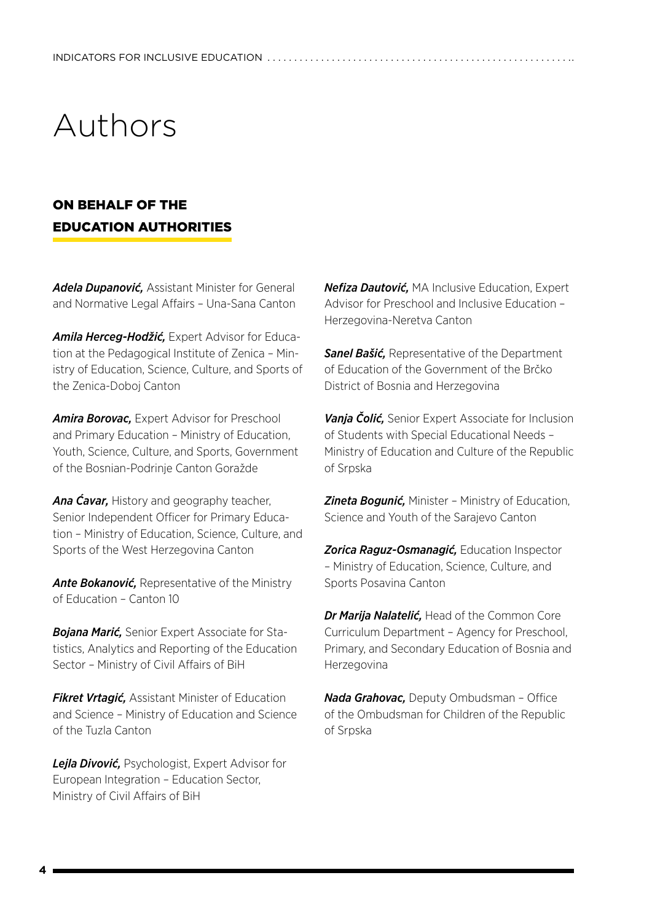# Authors

## ON BEHALF OF THE EDUCATION AUTHORITIES

***Adela Dupanović,*** Assistant Minister for General and Normative Legal Affairs – Una-Sana Canton

***Amila Herceg-Hodžić,*** Expert Advisor for Education at the Pedagogical Institute of Zenica – Ministry of Education, Science, Culture, and Sports of the Zenica-Doboj Canton

***Amira Borovac,*** Expert Advisor for Preschool and Primary Education – Ministry of Education, Youth, Science, Culture, and Sports, Government of the Bosnian-Podrinje Canton Goražde

***Ana Ćavar,*** History and geography teacher, Senior Independent Officer for Primary Education – Ministry of Education, Science, Culture, and Sports of the West Herzegovina Canton

***Ante Bokanović,*** Representative of the Ministry of Education – Canton 10

***Bojana Marić,*** Senior Expert Associate for Statistics, Analytics and Reporting of the Education Sector – Ministry of Civil Affairs of BiH

***Fikret Vrtagić,*** Assistant Minister of Education and Science – Ministry of Education and Science of the Tuzla Canton

***Lejla Divović,*** Psychologist, Expert Advisor for European Integration – Education Sector, Ministry of Civil Affairs of BiH

***Nefiza Dautović,*** MA Inclusive Education, Expert Advisor for Preschool and Inclusive Education – Herzegovina-Neretva Canton

***Sanel Bašić,*** Representative of the Department of Education of the Government of the Brčko District of Bosnia and Herzegovina

***Vanja Čolić,*** Senior Expert Associate for Inclusion of Students with Special Educational Needs – Ministry of Education and Culture of the Republic of Srpska

***Zineta Bogunić,*** Minister – Ministry of Education, Science and Youth of the Sarajevo Canton

***Zorica Raguz-Osmanagić,*** Education Inspector – Ministry of Education, Science, Culture, and Sports Posavina Canton

***Dr Marija Nalatelić,*** Head of the Common Core Curriculum Department – Agency for Preschool, Primary, and Secondary Education of Bosnia and Herzegovina

***Nada Grahovac,*** Deputy Ombudsman – Office of the Ombudsman for Children of the Republic of Srpska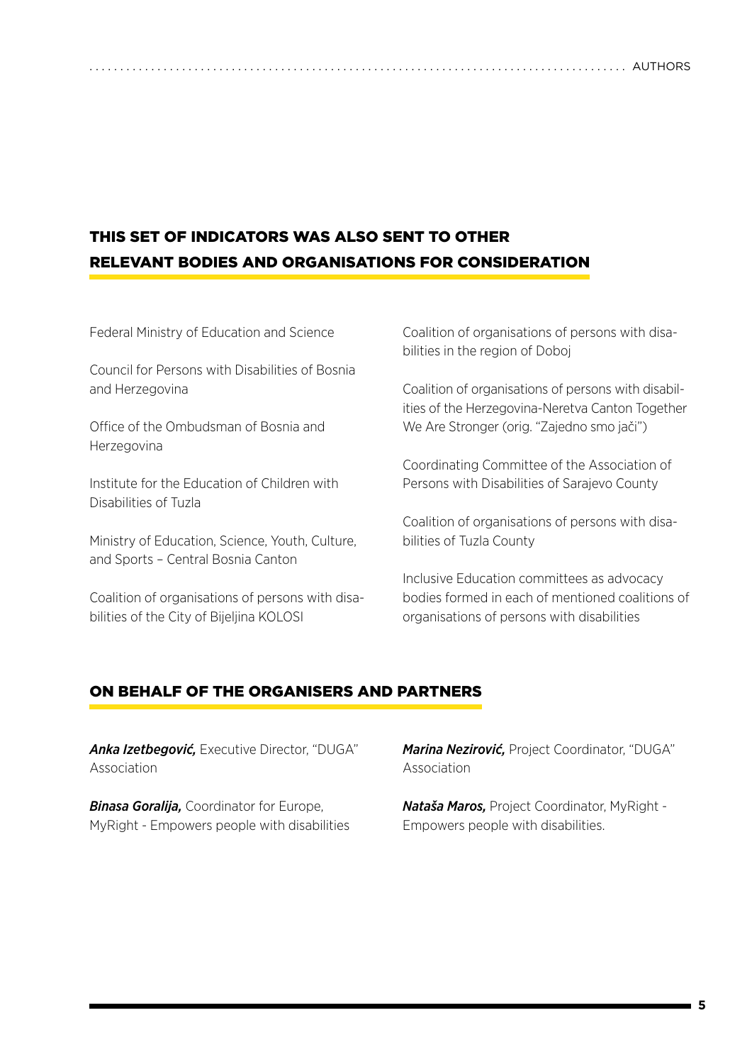## THIS SET OF INDICATORS WAS ALSO SENT TO OTHER RELEVANT BODIES AND ORGANISATIONS FOR CONSIDERATION

Federal Ministry of Education and Science

Council for Persons with Disabilities of Bosnia and Herzegovina

Office of the Ombudsman of Bosnia and Herzegovina

Institute for the Education of Children with Disabilities of Tuzla

Ministry of Education, Science, Youth, Culture, and Sports – Central Bosnia Canton

Coalition of organisations of persons with disabilities of the City of Bijeljina KOLOSI

Coalition of organisations of persons with disabilities in the region of Doboj

Coalition of organisations of persons with disabilities of the Herzegovina-Neretva Canton Together We Are Stronger (orig. "Zajedno smo jači")

Coordinating Committee of the Association of Persons with Disabilities of Sarajevo County

Coalition of organisations of persons with disabilities of Tuzla County

Inclusive Education committees as advocacy bodies formed in each of mentioned coalitions of organisations of persons with disabilities

## ON BEHALF OF THE ORGANISERS AND PARTNERS

***Anka Izetbegović,*** Executive Director, "DUGA" Association

***Binasa Goralija,*** Coordinator for Europe, MyRight - Empowers people with disabilities

***Marina Nezirović,*** Project Coordinator, "DUGA" Association

***Nataša Maros,*** Project Coordinator, MyRight - Empowers people with disabilities.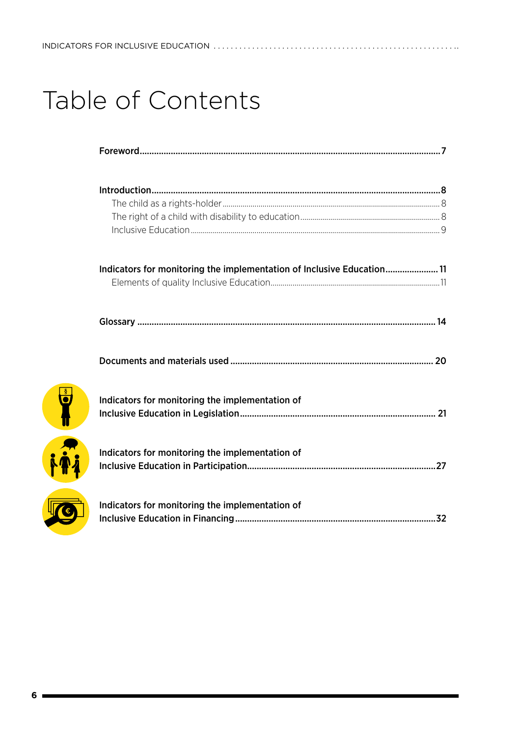# Table of Contents

**Foreword** .......... 7

**Introduction** .......... 8

- The child as a rights-holder .......... 8
- The right of a child with disability to education .......... 8
- Inclusive Education .......... 9

**Indicators for monitoring the implementation of Inclusive Education** .......... 11

- Elements of quality Inclusive Education .......... 11

**Glossary** .......... 14

**Documents and materials used** .......... 20

**Indicators for monitoring the implementation of Inclusive Education in Legislation** .......... 21

**Indicators for monitoring the implementation of Inclusive Education in Participation** .......... 27

**Indicators for monitoring the implementation of Inclusive Education in Financing** .......... 32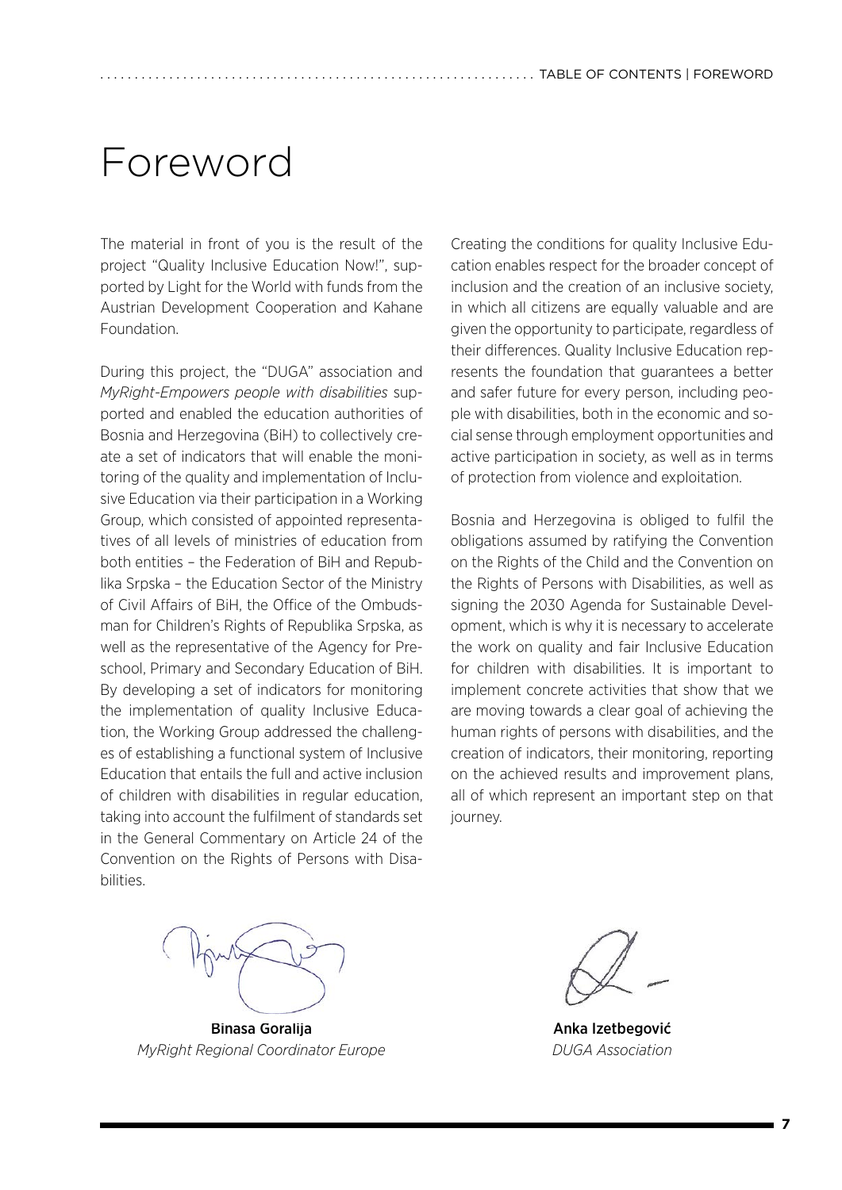# Foreword

The material in front of you is the result of the project "Quality Inclusive Education Now!", supported by Light for the World with funds from the Austrian Development Cooperation and Kahane Foundation.

During this project, the "DUGA" association and *MyRight-Empowers people with disabilities* supported and enabled the education authorities of Bosnia and Herzegovina (BiH) to collectively create a set of indicators that will enable the monitoring of the quality and implementation of Inclusive Education via their participation in a Working Group, which consisted of appointed representatives of all levels of ministries of education from both entities – the Federation of BiH and Republika Srpska – the Education Sector of the Ministry of Civil Affairs of BiH, the Office of the Ombudsman for Children's Rights of Republika Srpska, as well as the representative of the Agency for Preschool, Primary and Secondary Education of BiH. By developing a set of indicators for monitoring the implementation of quality Inclusive Education, the Working Group addressed the challenges of establishing a functional system of Inclusive Education that entails the full and active inclusion of children with disabilities in regular education, taking into account the fulfilment of standards set in the General Commentary on Article 24 of the Convention on the Rights of Persons with Disabilities.

Creating the conditions for quality Inclusive Education enables respect for the broader concept of inclusion and the creation of an inclusive society, in which all citizens are equally valuable and are given the opportunity to participate, regardless of their differences. Quality Inclusive Education represents the foundation that guarantees a better and safer future for every person, including people with disabilities, both in the economic and social sense through employment opportunities and active participation in society, as well as in terms of protection from violence and exploitation.

Bosnia and Herzegovina is obliged to fulfil the obligations assumed by ratifying the Convention on the Rights of the Child and the Convention on the Rights of Persons with Disabilities, as well as signing the 2030 Agenda for Sustainable Development, which is why it is necessary to accelerate the work on quality and fair Inclusive Education for children with disabilities. It is important to implement concrete activities that show that we are moving towards a clear goal of achieving the human rights of persons with disabilities, and the creation of indicators, their monitoring, reporting on the achieved results and improvement plans, all of which represent an important step on that journey.

**Binasa Goralija**
*MyRight Regional Coordinator Europe*

**Anka Izetbegović**
*DUGA Association*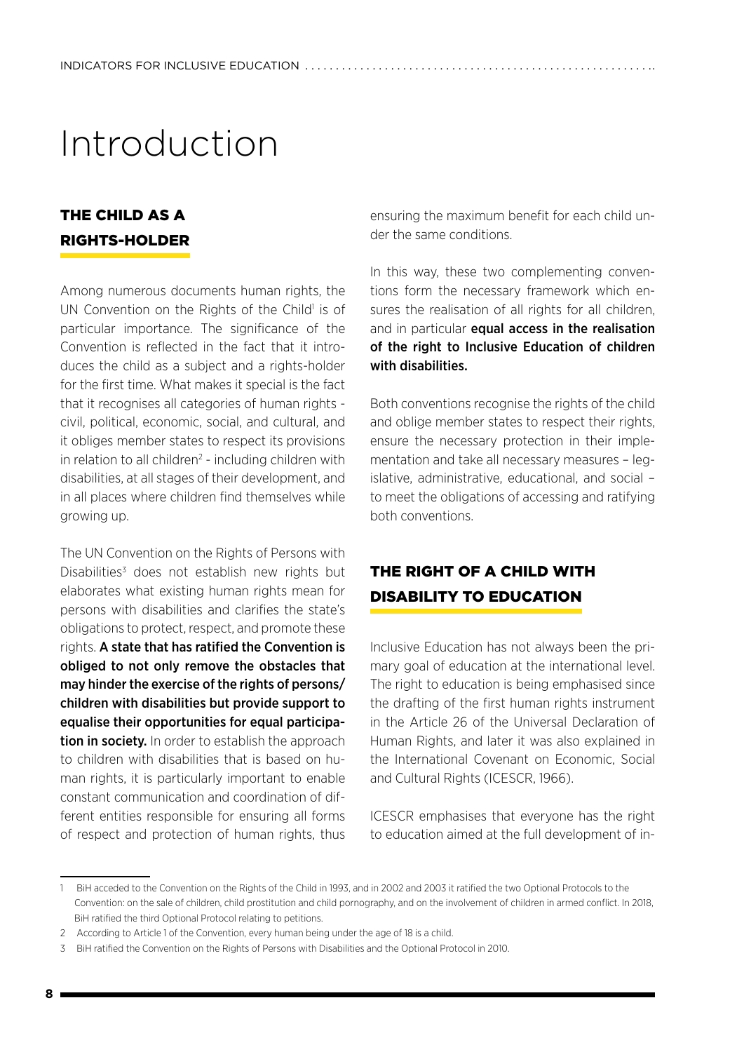# Introduction

## THE CHILD AS A RIGHTS-HOLDER

Among numerous documents human rights, the UN Convention on the Rights of the Child[1] is of particular importance. The significance of the Convention is reflected in the fact that it introduces the child as a subject and a rights-holder for the first time. What makes it special is the fact that it recognises all categories of human rights - civil, political, economic, social, and cultural, and it obliges member states to respect its provisions in relation to all children[2] - including children with disabilities, at all stages of their development, and in all places where children find themselves while growing up.

The UN Convention on the Rights of Persons with Disabilities[3] does not establish new rights but elaborates what existing human rights mean for persons with disabilities and clarifies the state's obligations to protect, respect, and promote these rights. **A state that has ratified the Convention is obliged to not only remove the obstacles that may hinder the exercise of the rights of persons/children with disabilities but provide support to equalise their opportunities for equal participation in society.** In order to establish the approach to children with disabilities that is based on human rights, it is particularly important to enable constant communication and coordination of different entities responsible for ensuring all forms of respect and protection of human rights, thus ensuring the maximum benefit for each child under the same conditions.

In this way, these two complementing conventions form the necessary framework which ensures the realisation of all rights for all children, and in particular **equal access in the realisation of the right to Inclusive Education of children with disabilities.**

Both conventions recognise the rights of the child and oblige member states to respect their rights, ensure the necessary protection in their implementation and take all necessary measures – legislative, administrative, educational, and social – to meet the obligations of accessing and ratifying both conventions.

## THE RIGHT OF A CHILD WITH DISABILITY TO EDUCATION

Inclusive Education has not always been the primary goal of education at the international level. The right to education is being emphasised since the drafting of the first human rights instrument in the Article 26 of the Universal Declaration of Human Rights, and later it was also explained in the International Covenant on Economic, Social and Cultural Rights (ICESCR, 1966).

ICESCR emphasises that everyone has the right to education aimed at the full development of in-

---

1 BiH acceded to the Convention on the Rights of the Child in 1993, and in 2002 and 2003 it ratified the two Optional Protocols to the Convention: on the sale of children, child prostitution and child pornography, and on the involvement of children in armed conflict. In 2018, BiH ratified the third Optional Protocol relating to petitions.

2 According to Article 1 of the Convention, every human being under the age of 18 is a child.

3 BiH ratified the Convention on the Rights of Persons with Disabilities and the Optional Protocol in 2010.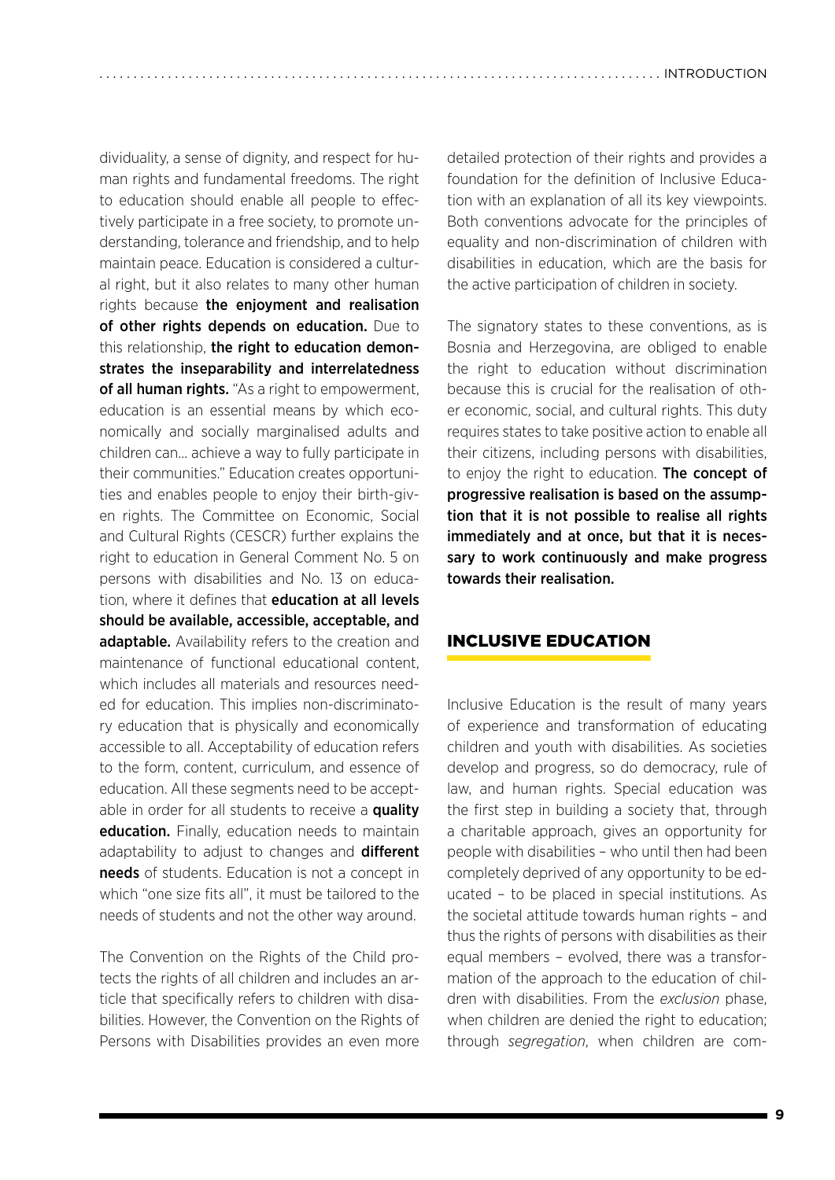dividuality, a sense of dignity, and respect for human rights and fundamental freedoms. The right to education should enable all people to effectively participate in a free society, to promote understanding, tolerance and friendship, and to help maintain peace. Education is considered a cultural right, but it also relates to many other human rights because **the enjoyment and realisation of other rights depends on education.** Due to this relationship, **the right to education demonstrates the inseparability and interrelatedness of all human rights.** "As a right to empowerment, education is an essential means by which economically and socially marginalised adults and children can... achieve a way to fully participate in their communities." Education creates opportunities and enables people to enjoy their birth-given rights. The Committee on Economic, Social and Cultural Rights (CESCR) further explains the right to education in General Comment No. 5 on persons with disabilities and No. 13 on education, where it defines that **education at all levels should be available, accessible, acceptable, and adaptable.** Availability refers to the creation and maintenance of functional educational content, which includes all materials and resources needed for education. This implies non-discriminatory education that is physically and economically accessible to all. Acceptability of education refers to the form, content, curriculum, and essence of education. All these segments need to be acceptable in order for all students to receive a **quality education.** Finally, education needs to maintain adaptability to adjust to changes and **different needs** of students. Education is not a concept in which "one size fits all", it must be tailored to the needs of students and not the other way around.

The Convention on the Rights of the Child protects the rights of all children and includes an article that specifically refers to children with disabilities. However, the Convention on the Rights of Persons with Disabilities provides an even more detailed protection of their rights and provides a foundation for the definition of Inclusive Education with an explanation of all its key viewpoints. Both conventions advocate for the principles of equality and non-discrimination of children with disabilities in education, which are the basis for the active participation of children in society.

The signatory states to these conventions, as is Bosnia and Herzegovina, are obliged to enable the right to education without discrimination because this is crucial for the realisation of other economic, social, and cultural rights. This duty requires states to take positive action to enable all their citizens, including persons with disabilities, to enjoy the right to education. **The concept of progressive realisation is based on the assumption that it is not possible to realise all rights immediately and at once, but that it is necessary to work continuously and make progress towards their realisation.**

## INCLUSIVE EDUCATION

Inclusive Education is the result of many years of experience and transformation of educating children and youth with disabilities. As societies develop and progress, so do democracy, rule of law, and human rights. Special education was the first step in building a society that, through a charitable approach, gives an opportunity for people with disabilities – who until then had been completely deprived of any opportunity to be educated – to be placed in special institutions. As the societal attitude towards human rights – and thus the rights of persons with disabilities as their equal members – evolved, there was a transformation of the approach to the education of children with disabilities. From the *exclusion* phase, when children are denied the right to education; through *segregation*, when children are com-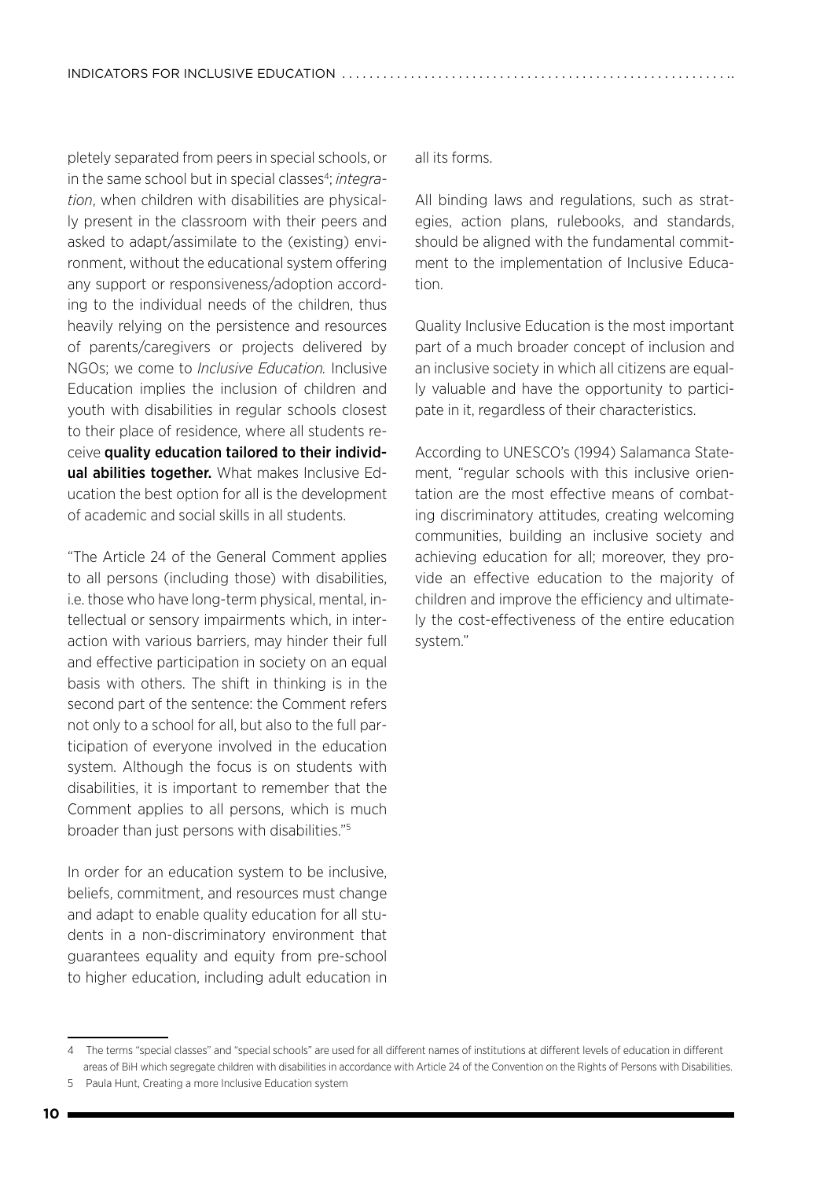pletely separated from peers in special schools, or in the same school but in special classes[4]; *integration*, when children with disabilities are physically present in the classroom with their peers and asked to adapt/assimilate to the (existing) environment, without the educational system offering any support or responsiveness/adoption according to the individual needs of the children, thus heavily relying on the persistence and resources of parents/caregivers or projects delivered by NGOs; we come to *Inclusive Education.* Inclusive Education implies the inclusion of children and youth with disabilities in regular schools closest to their place of residence, where all students receive **quality education tailored to their individual abilities together.** What makes Inclusive Education the best option for all is the development of academic and social skills in all students.

"The Article 24 of the General Comment applies to all persons (including those) with disabilities, i.e. those who have long-term physical, mental, intellectual or sensory impairments which, in interaction with various barriers, may hinder their full and effective participation in society on an equal basis with others. The shift in thinking is in the second part of the sentence: the Comment refers not only to a school for all, but also to the full participation of everyone involved in the education system. Although the focus is on students with disabilities, it is important to remember that the Comment applies to all persons, which is much broader than just persons with disabilities."[5]

In order for an education system to be inclusive, beliefs, commitment, and resources must change and adapt to enable quality education for all students in a non-discriminatory environment that guarantees equality and equity from pre-school to higher education, including adult education in all its forms.

All binding laws and regulations, such as strategies, action plans, rulebooks, and standards, should be aligned with the fundamental commitment to the implementation of Inclusive Education.

Quality Inclusive Education is the most important part of a much broader concept of inclusion and an inclusive society in which all citizens are equally valuable and have the opportunity to participate in it, regardless of their characteristics.

According to UNESCO's (1994) Salamanca Statement, "regular schools with this inclusive orientation are the most effective means of combating discriminatory attitudes, creating welcoming communities, building an inclusive society and achieving education for all; moreover, they provide an effective education to the majority of children and improve the efficiency and ultimately the cost-effectiveness of the entire education system."

---

4 The terms "special classes" and "special schools" are used for all different names of institutions at different levels of education in different areas of BiH which segregate children with disabilities in accordance with Article 24 of the Convention on the Rights of Persons with Disabilities.

5 Paula Hunt, Creating a more Inclusive Education system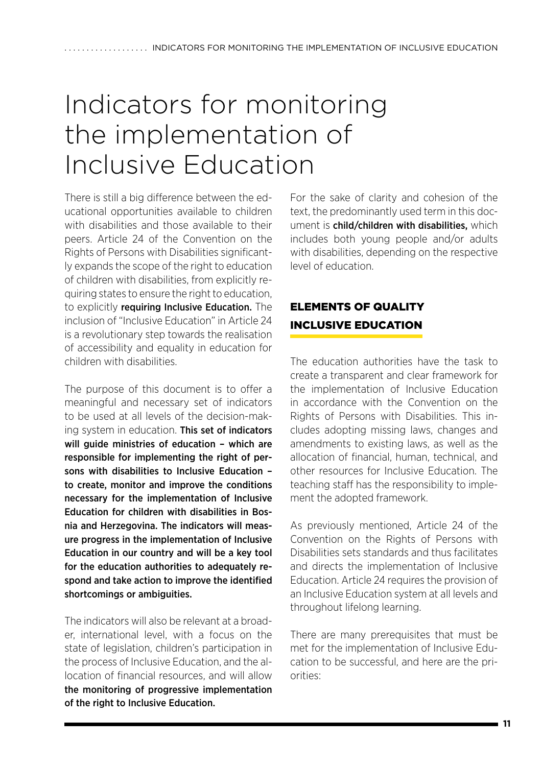# Indicators for monitoring the implementation of Inclusive Education

There is still a big difference between the educational opportunities available to children with disabilities and those available to their peers. Article 24 of the Convention on the Rights of Persons with Disabilities significantly expands the scope of the right to education of children with disabilities, from explicitly requiring states to ensure the right to education, to explicitly **requiring Inclusive Education.** The inclusion of "Inclusive Education" in Article 24 is a revolutionary step towards the realisation of accessibility and equality in education for children with disabilities.

The purpose of this document is to offer a meaningful and necessary set of indicators to be used at all levels of the decision-making system in education. **This set of indicators will guide ministries of education – which are responsible for implementing the right of persons with disabilities to Inclusive Education – to create, monitor and improve the conditions necessary for the implementation of Inclusive Education for children with disabilities in Bosnia and Herzegovina. The indicators will measure progress in the implementation of Inclusive Education in our country and will be a key tool for the education authorities to adequately respond and take action to improve the identified shortcomings or ambiguities.**

The indicators will also be relevant at a broader, international level, with a focus on the state of legislation, children's participation in the process of Inclusive Education, and the allocation of financial resources, and will allow **the monitoring of progressive implementation of the right to Inclusive Education.**

For the sake of clarity and cohesion of the text, the predominantly used term in this document is **child/children with disabilities,** which includes both young people and/or adults with disabilities, depending on the respective level of education.

## ELEMENTS OF QUALITY INCLUSIVE EDUCATION

The education authorities have the task to create a transparent and clear framework for the implementation of Inclusive Education in accordance with the Convention on the Rights of Persons with Disabilities. This includes adopting missing laws, changes and amendments to existing laws, as well as the allocation of financial, human, technical, and other resources for Inclusive Education. The teaching staff has the responsibility to implement the adopted framework.

As previously mentioned, Article 24 of the Convention on the Rights of Persons with Disabilities sets standards and thus facilitates and directs the implementation of Inclusive Education. Article 24 requires the provision of an Inclusive Education system at all levels and throughout lifelong learning.

There are many prerequisites that must be met for the implementation of Inclusive Education to be successful, and here are the priorities: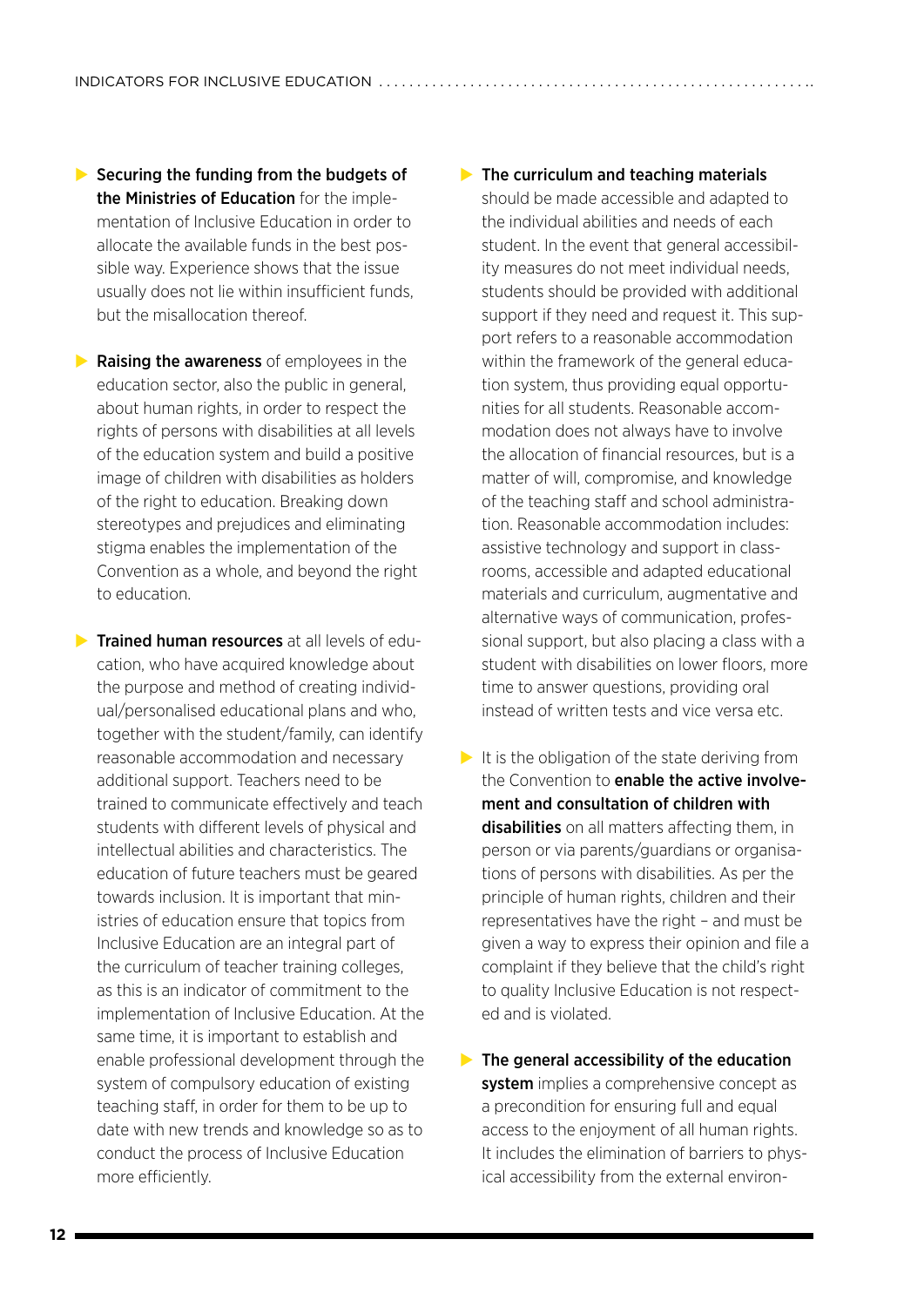- **Securing the funding from the budgets of the Ministries of Education** for the implementation of Inclusive Education in order to allocate the available funds in the best possible way. Experience shows that the issue usually does not lie within insufficient funds, but the misallocation thereof.

- **Raising the awareness** of employees in the education sector, also the public in general, about human rights, in order to respect the rights of persons with disabilities at all levels of the education system and build a positive image of children with disabilities as holders of the right to education. Breaking down stereotypes and prejudices and eliminating stigma enables the implementation of the Convention as a whole, and beyond the right to education.

- **Trained human resources** at all levels of education, who have acquired knowledge about the purpose and method of creating individual/personalised educational plans and who, together with the student/family, can identify reasonable accommodation and necessary additional support. Teachers need to be trained to communicate effectively and teach students with different levels of physical and intellectual abilities and characteristics. The education of future teachers must be geared towards inclusion. It is important that ministries of education ensure that topics from Inclusive Education are an integral part of the curriculum of teacher training colleges, as this is an indicator of commitment to the implementation of Inclusive Education. At the same time, it is important to establish and enable professional development through the system of compulsory education of existing teaching staff, in order for them to be up to date with new trends and knowledge so as to conduct the process of Inclusive Education more efficiently.

- **The curriculum and teaching materials** should be made accessible and adapted to the individual abilities and needs of each student. In the event that general accessibility measures do not meet individual needs, students should be provided with additional support if they need and request it. This support refers to a reasonable accommodation within the framework of the general education system, thus providing equal opportunities for all students. Reasonable accommodation does not always have to involve the allocation of financial resources, but is a matter of will, compromise, and knowledge of the teaching staff and school administration. Reasonable accommodation includes: assistive technology and support in classrooms, accessible and adapted educational materials and curriculum, augmentative and alternative ways of communication, professional support, but also placing a class with a student with disabilities on lower floors, more time to answer questions, providing oral instead of written tests and vice versa etc.

- It is the obligation of the state deriving from the Convention to **enable the active involvement and consultation of children with disabilities** on all matters affecting them, in person or via parents/guardians or organisations of persons with disabilities. As per the principle of human rights, children and their representatives have the right – and must be given a way to express their opinion and file a complaint if they believe that the child's right to quality Inclusive Education is not respected and is violated.

- **The general accessibility of the education system** implies a comprehensive concept as a precondition for ensuring full and equal access to the enjoyment of all human rights. It includes the elimination of barriers to physical accessibility from the external environ-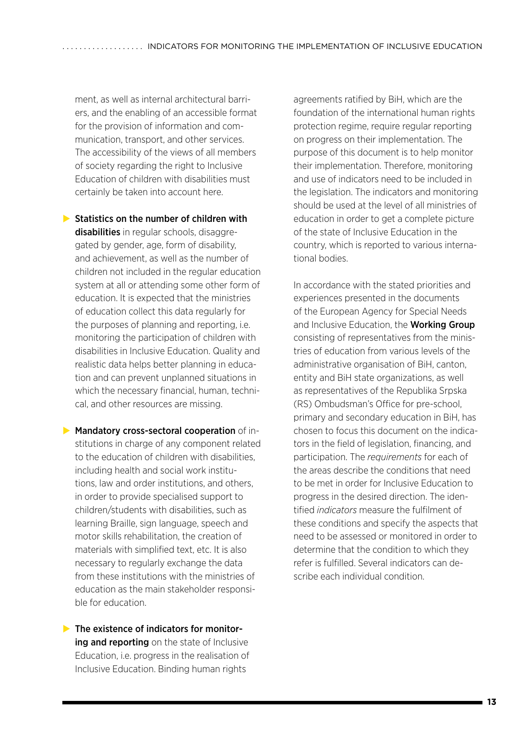ment, as well as internal architectural barriers, and the enabling of an accessible format for the provision of information and communication, transport, and other services. The accessibility of the views of all members of society regarding the right to Inclusive Education of children with disabilities must certainly be taken into account here.

- **Statistics on the number of children with disabilities** in regular schools, disaggregated by gender, age, form of disability, and achievement, as well as the number of children not included in the regular education system at all or attending some other form of education. It is expected that the ministries of education collect this data regularly for the purposes of planning and reporting, i.e. monitoring the participation of children with disabilities in Inclusive Education. Quality and realistic data helps better planning in education and can prevent unplanned situations in which the necessary financial, human, technical, and other resources are missing.

- **Mandatory cross-sectoral cooperation** of institutions in charge of any component related to the education of children with disabilities, including health and social work institutions, law and order institutions, and others, in order to provide specialised support to children/students with disabilities, such as learning Braille, sign language, speech and motor skills rehabilitation, the creation of materials with simplified text, etc. It is also necessary to regularly exchange the data from these institutions with the ministries of education as the main stakeholder responsible for education.

- **The existence of indicators for monitoring and reporting** on the state of Inclusive Education, i.e. progress in the realisation of Inclusive Education. Binding human rights agreements ratified by BiH, which are the foundation of the international human rights protection regime, require regular reporting on progress on their implementation. The purpose of this document is to help monitor their implementation. Therefore, monitoring and use of indicators need to be included in the legislation. The indicators and monitoring should be used at the level of all ministries of education in order to get a complete picture of the state of Inclusive Education in the country, which is reported to various international bodies.

In accordance with the stated priorities and experiences presented in the documents of the European Agency for Special Needs and Inclusive Education, the **Working Group** consisting of representatives from the ministries of education from various levels of the administrative organisation of BiH, canton, entity and BiH state organizations, as well as representatives of the Republika Srpska (RS) Ombudsman's Office for pre-school, primary and secondary education in BiH, has chosen to focus this document on the indicators in the field of legislation, financing, and participation. The *requirements* for each of the areas describe the conditions that need to be met in order for Inclusive Education to progress in the desired direction. The identified *indicators* measure the fulfilment of these conditions and specify the aspects that need to be assessed or monitored in order to determine that the condition to which they refer is fulfilled. Several indicators can describe each individual condition.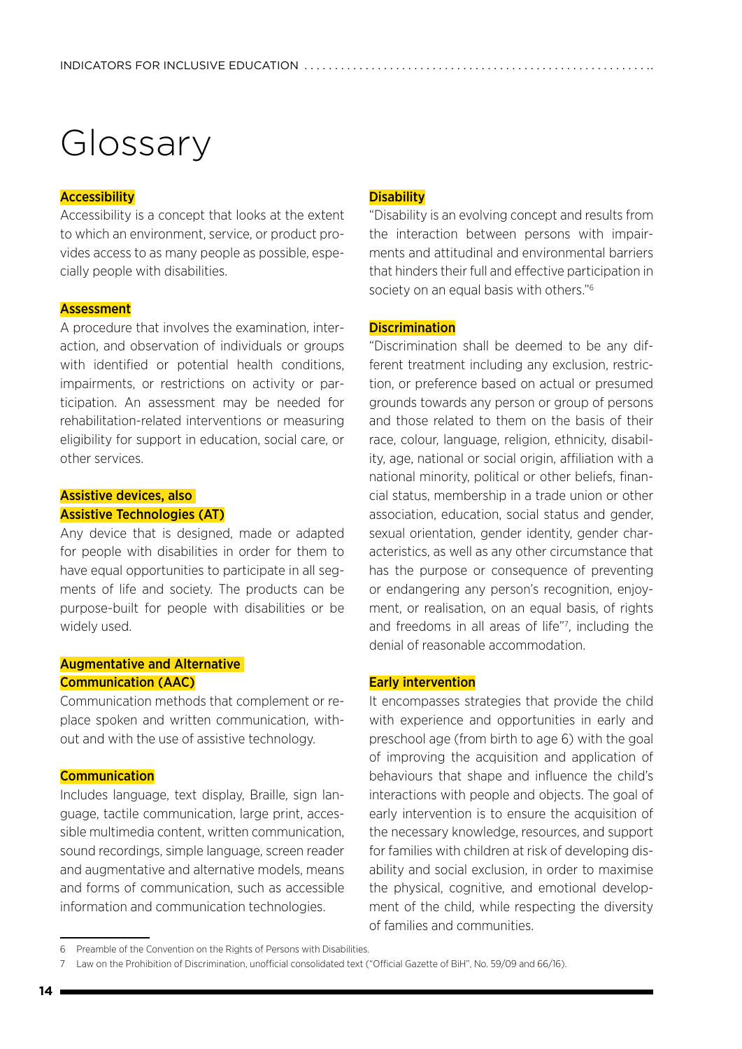# Glossary

**Accessibility**

Accessibility is a concept that looks at the extent to which an environment, service, or product provides access to as many people as possible, especially people with disabilities.

**Assessment**

A procedure that involves the examination, interaction, and observation of individuals or groups with identified or potential health conditions, impairments, or restrictions on activity or participation. An assessment may be needed for rehabilitation-related interventions or measuring eligibility for support in education, social care, or other services.

**Assistive devices, also Assistive Technologies (AT)**

Any device that is designed, made or adapted for people with disabilities in order for them to have equal opportunities to participate in all segments of life and society. The products can be purpose-built for people with disabilities or be widely used.

**Augmentative and Alternative Communication (AAC)**

Communication methods that complement or replace spoken and written communication, without and with the use of assistive technology.

**Communication**

Includes language, text display, Braille, sign language, tactile communication, large print, accessible multimedia content, written communication, sound recordings, simple language, screen reader and augmentative and alternative models, means and forms of communication, such as accessible information and communication technologies.

**Disability**

"Disability is an evolving concept and results from the interaction between persons with impairments and attitudinal and environmental barriers that hinders their full and effective participation in society on an equal basis with others."[6]

**Discrimination**

"Discrimination shall be deemed to be any different treatment including any exclusion, restriction, or preference based on actual or presumed grounds towards any person or group of persons and those related to them on the basis of their race, colour, language, religion, ethnicity, disability, age, national or social origin, affiliation with a national minority, political or other beliefs, financial status, membership in a trade union or other association, education, social status and gender, sexual orientation, gender identity, gender characteristics, as well as any other circumstance that has the purpose or consequence of preventing or endangering any person's recognition, enjoyment, or realisation, on an equal basis, of rights and freedoms in all areas of life"[7], including the denial of reasonable accommodation.

**Early intervention**

It encompasses strategies that provide the child with experience and opportunities in early and preschool age (from birth to age 6) with the goal of improving the acquisition and application of behaviours that shape and influence the child's interactions with people and objects. The goal of early intervention is to ensure the acquisition of the necessary knowledge, resources, and support for families with children at risk of developing disability and social exclusion, in order to maximise the physical, cognitive, and emotional development of the child, while respecting the diversity of families and communities.

---

6 Preamble of the Convention on the Rights of Persons with Disabilities.

7 Law on the Prohibition of Discrimination, unofficial consolidated text ("Official Gazette of BiH", No. 59/09 and 66/16).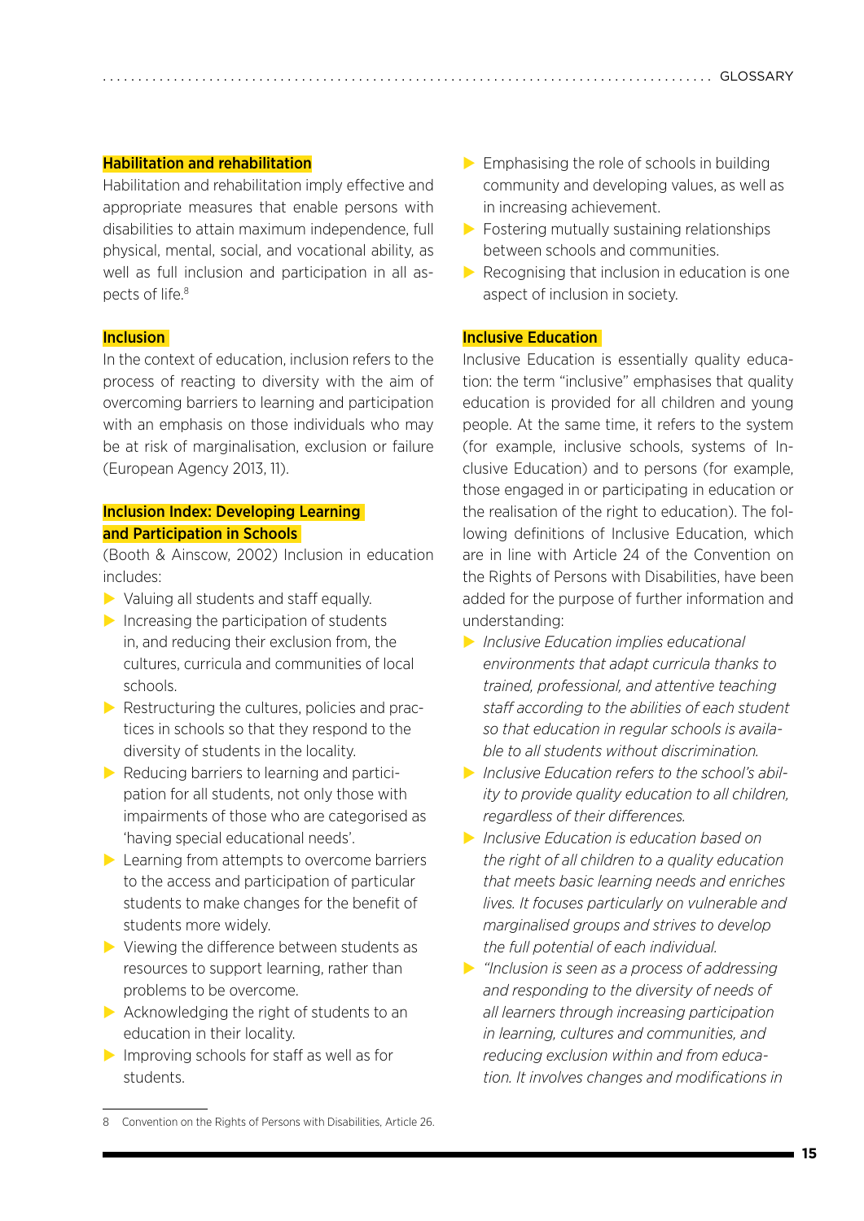### Habilitation and rehabilitation

Habilitation and rehabilitation imply effective and appropriate measures that enable persons with disabilities to attain maximum independence, full physical, mental, social, and vocational ability, as well as full inclusion and participation in all aspects of life.[8]

### Inclusion

In the context of education, inclusion refers to the process of reacting to diversity with the aim of overcoming barriers to learning and participation with an emphasis on those individuals who may be at risk of marginalisation, exclusion or failure (European Agency 2013, 11).

### Inclusion Index: Developing Learning and Participation in Schools

(Booth & Ainscow, 2002) Inclusion in education includes:

- Valuing all students and staff equally.
- Increasing the participation of students in, and reducing their exclusion from, the cultures, curricula and communities of local schools.
- Restructuring the cultures, policies and practices in schools so that they respond to the diversity of students in the locality.
- Reducing barriers to learning and participation for all students, not only those with impairments of those who are categorised as 'having special educational needs'.
- Learning from attempts to overcome barriers to the access and participation of particular students to make changes for the benefit of students more widely.
- Viewing the difference between students as resources to support learning, rather than problems to be overcome.
- Acknowledging the right of students to an education in their locality.
- Improving schools for staff as well as for students.
- Emphasising the role of schools in building community and developing values, as well as in increasing achievement.
- Fostering mutually sustaining relationships between schools and communities.
- Recognising that inclusion in education is one aspect of inclusion in society.

### Inclusive Education

Inclusive Education is essentially quality education: the term "inclusive" emphasises that quality education is provided for all children and young people. At the same time, it refers to the system (for example, inclusive schools, systems of Inclusive Education) and to persons (for example, those engaged in or participating in education or the realisation of the right to education). The following definitions of Inclusive Education, which are in line with Article 24 of the Convention on the Rights of Persons with Disabilities, have been added for the purpose of further information and understanding:

- *Inclusive Education implies educational environments that adapt curricula thanks to trained, professional, and attentive teaching staff according to the abilities of each student so that education in regular schools is available to all students without discrimination.*
- *Inclusive Education refers to the school's ability to provide quality education to all children, regardless of their differences.*
- *Inclusive Education is education based on the right of all children to a quality education that meets basic learning needs and enriches lives. It focuses particularly on vulnerable and marginalised groups and strives to develop the full potential of each individual.*
- *"Inclusion is seen as a process of addressing and responding to the diversity of needs of all learners through increasing participation in learning, cultures and communities, and reducing exclusion within and from education. It involves changes and modifications in*

---

8 Convention on the Rights of Persons with Disabilities, Article 26.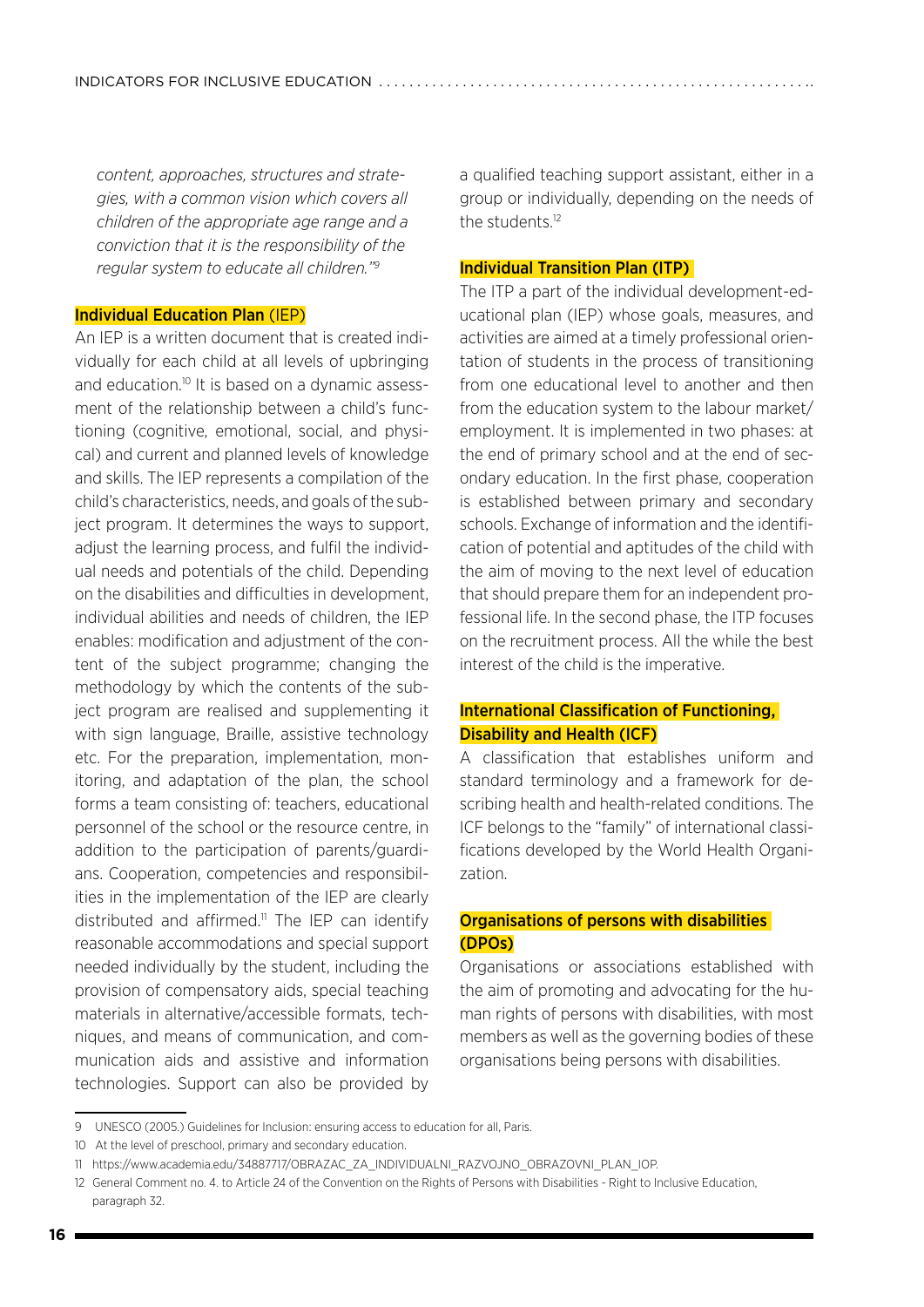*content, approaches, structures and strategies, with a common vision which covers all children of the appropriate age range and a conviction that it is the responsibility of the regular system to educate all children."*[9]

### Individual Education Plan (IEP)

An IEP is a written document that is created individually for each child at all levels of upbringing and education.[10] It is based on a dynamic assessment of the relationship between a child's functioning (cognitive, emotional, social, and physical) and current and planned levels of knowledge and skills. The IEP represents a compilation of the child's characteristics, needs, and goals of the subject program. It determines the ways to support, adjust the learning process, and fulfil the individual needs and potentials of the child. Depending on the disabilities and difficulties in development, individual abilities and needs of children, the IEP enables: modification and adjustment of the content of the subject programme; changing the methodology by which the contents of the subject program are realised and supplementing it with sign language, Braille, assistive technology etc. For the preparation, implementation, monitoring, and adaptation of the plan, the school forms a team consisting of: teachers, educational personnel of the school or the resource centre, in addition to the participation of parents/guardians. Cooperation, competencies and responsibilities in the implementation of the IEP are clearly distributed and affirmed.[11] The IEP can identify reasonable accommodations and special support needed individually by the student, including the provision of compensatory aids, special teaching materials in alternative/accessible formats, techniques, and means of communication, and communication aids and assistive and information technologies. Support can also be provided by a qualified teaching support assistant, either in a group or individually, depending on the needs of the students.[12]

### Individual Transition Plan (ITP)

The ITP a part of the individual development-educational plan (IEP) whose goals, measures, and activities are aimed at a timely professional orientation of students in the process of transitioning from one educational level to another and then from the education system to the labour market/employment. It is implemented in two phases: at the end of primary school and at the end of secondary education. In the first phase, cooperation is established between primary and secondary schools. Exchange of information and the identification of potential and aptitudes of the child with the aim of moving to the next level of education that should prepare them for an independent professional life. In the second phase, the ITP focuses on the recruitment process. All the while the best interest of the child is the imperative.

### International Classification of Functioning, Disability and Health (ICF)

A classification that establishes uniform and standard terminology and a framework for describing health and health-related conditions. The ICF belongs to the "family" of international classifications developed by the World Health Organization.

### Organisations of persons with disabilities (DPOs)

Organisations or associations established with the aim of promoting and advocating for the human rights of persons with disabilities, with most members as well as the governing bodies of these organisations being persons with disabilities.

---

[9] UNESCO (2005.) Guidelines for Inclusion: ensuring access to education for all, Paris.

[10] At the level of preschool, primary and secondary education.

[11] https://www.academia.edu/34887717/OBRAZAC_ZA_INDIVIDUALNI_RAZVOJNO_OBRAZOVNI_PLAN_IOP.

[12] General Comment no. 4. to Article 24 of the Convention on the Rights of Persons with Disabilities - Right to Inclusive Education, paragraph 32.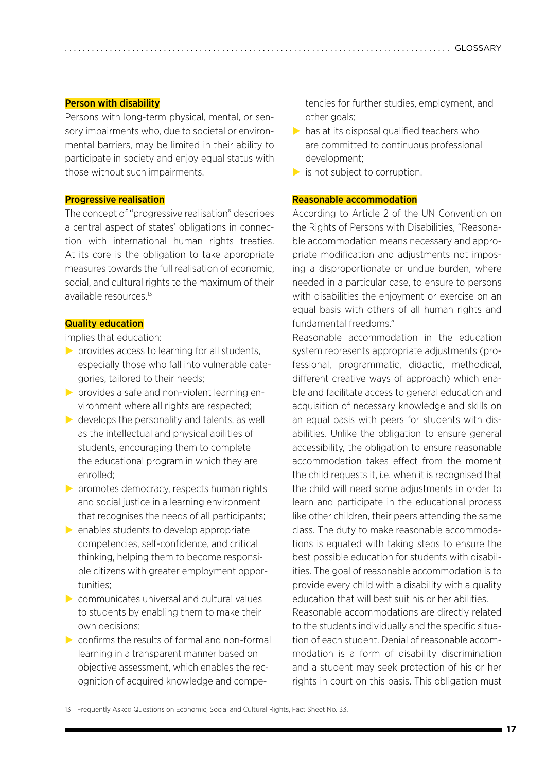**Person with disability**

Persons with long-term physical, mental, or sensory impairments who, due to societal or environmental barriers, may be limited in their ability to participate in society and enjoy equal status with those without such impairments.

**Progressive realisation**

The concept of "progressive realisation" describes a central aspect of states' obligations in connection with international human rights treaties. At its core is the obligation to take appropriate measures towards the full realisation of economic, social, and cultural rights to the maximum of their available resources.[13]

**Quality education**

implies that education:

- provides access to learning for all students, especially those who fall into vulnerable categories, tailored to their needs;
- provides a safe and non-violent learning environment where all rights are respected;
- develops the personality and talents, as well as the intellectual and physical abilities of students, encouraging them to complete the educational program in which they are enrolled;
- promotes democracy, respects human rights and social justice in a learning environment that recognises the needs of all participants;
- enables students to develop appropriate competencies, self-confidence, and critical thinking, helping them to become responsible citizens with greater employment opportunities;
- communicates universal and cultural values to students by enabling them to make their own decisions;
- confirms the results of formal and non-formal learning in a transparent manner based on objective assessment, which enables the recognition of acquired knowledge and competencies for further studies, employment, and other goals;
- has at its disposal qualified teachers who are committed to continuous professional development;
- is not subject to corruption.

**Reasonable accommodation**

According to Article 2 of the UN Convention on the Rights of Persons with Disabilities, "Reasonable accommodation means necessary and appropriate modification and adjustments not imposing a disproportionate or undue burden, where needed in a particular case, to ensure to persons with disabilities the enjoyment or exercise on an equal basis with others of all human rights and fundamental freedoms."

Reasonable accommodation in the education system represents appropriate adjustments (professional, programmatic, didactic, methodical, different creative ways of approach) which enable and facilitate access to general education and acquisition of necessary knowledge and skills on an equal basis with peers for students with disabilities. Unlike the obligation to ensure general accessibility, the obligation to ensure reasonable accommodation takes effect from the moment the child requests it, i.e. when it is recognised that the child will need some adjustments in order to learn and participate in the educational process like other children, their peers attending the same class. The duty to make reasonable accommodations is equated with taking steps to ensure the best possible education for students with disabilities. The goal of reasonable accommodation is to provide every child with a disability with a quality education that will best suit his or her abilities.

Reasonable accommodations are directly related to the students individually and the specific situation of each student. Denial of reasonable accommodation is a form of disability discrimination and a student may seek protection of his or her rights in court on this basis. This obligation must

---

13 Frequently Asked Questions on Economic, Social and Cultural Rights, Fact Sheet No. 33.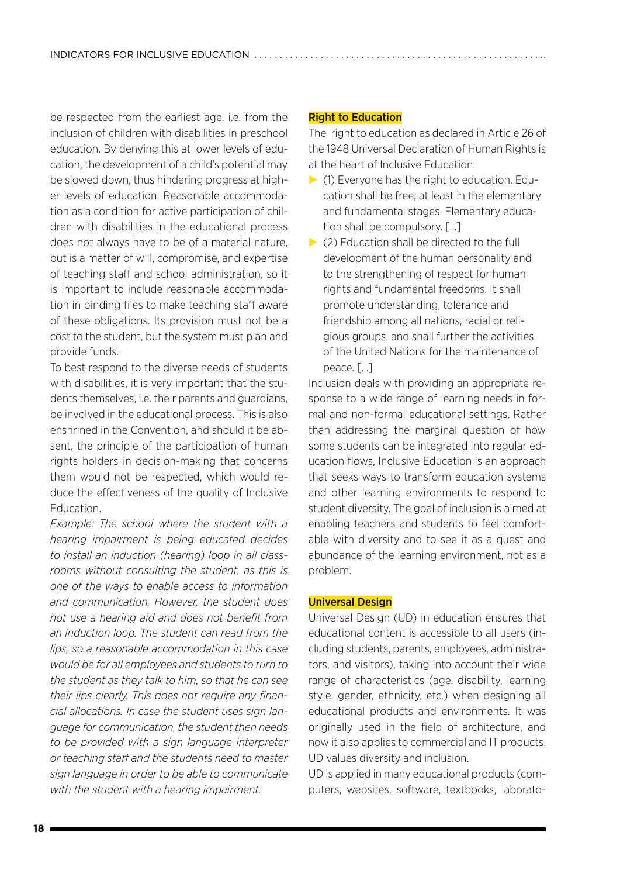be respected from the earliest age, i.e. from the inclusion of children with disabilities in preschool education. By denying this at lower levels of education, the development of a child's potential may be slowed down, thus hindering progress at higher levels of education. Reasonable accommodation as a condition for active participation of children with disabilities in the educational process does not always have to be of a material nature, but is a matter of will, compromise, and expertise of teaching staff and school administration, so it is important to include reasonable accommodation in binding files to make teaching staff aware of these obligations. Its provision must not be a cost to the student, but the system must plan and provide funds.

To best respond to the diverse needs of students with disabilities, it is very important that the students themselves, i.e. their parents and guardians, be involved in the educational process. This is also enshrined in the Convention, and should it be absent, the principle of the participation of human rights holders in decision-making that concerns them would not be respected, which would reduce the effectiveness of the quality of Inclusive Education.

*Example: The school where the student with a hearing impairment is being educated decides to install an induction (hearing) loop in all classrooms without consulting the student, as this is one of the ways to enable access to information and communication. However, the student does not use a hearing aid and does not benefit from an induction loop. The student can read from the lips, so a reasonable accommodation in this case would be for all employees and students to turn to the student as they talk to him, so that he can see their lips clearly. This does not require any financial allocations. In case the student uses sign language for communication, the student then needs to be provided with a sign language interpreter or teaching staff and the students need to master sign language in order to be able to communicate with the student with a hearing impairment.*

### Right to Education

The right to education as declared in Article 26 of the 1948 Universal Declaration of Human Rights is at the heart of Inclusive Education:

- (1) Everyone has the right to education. Education shall be free, at least in the elementary and fundamental stages. Elementary education shall be compulsory. [...]
- (2) Education shall be directed to the full development of the human personality and to the strengthening of respect for human rights and fundamental freedoms. It shall promote understanding, tolerance and friendship among all nations, racial or religious groups, and shall further the activities of the United Nations for the maintenance of peace. [...]

Inclusion deals with providing an appropriate response to a wide range of learning needs in formal and non-formal educational settings. Rather than addressing the marginal question of how some students can be integrated into regular education flows, Inclusive Education is an approach that seeks ways to transform education systems and other learning environments to respond to student diversity. The goal of inclusion is aimed at enabling teachers and students to feel comfortable with diversity and to see it as a quest and abundance of the learning environment, not as a problem.

### Universal Design

Universal Design (UD) in education ensures that educational content is accessible to all users (including students, parents, employees, administrators, and visitors), taking into account their wide range of characteristics (age, disability, learning style, gender, ethnicity, etc.) when designing all educational products and environments. It was originally used in the field of architecture, and now it also applies to commercial and IT products. UD values diversity and inclusion.

UD is applied in many educational products (computers, websites, software, textbooks, laborato-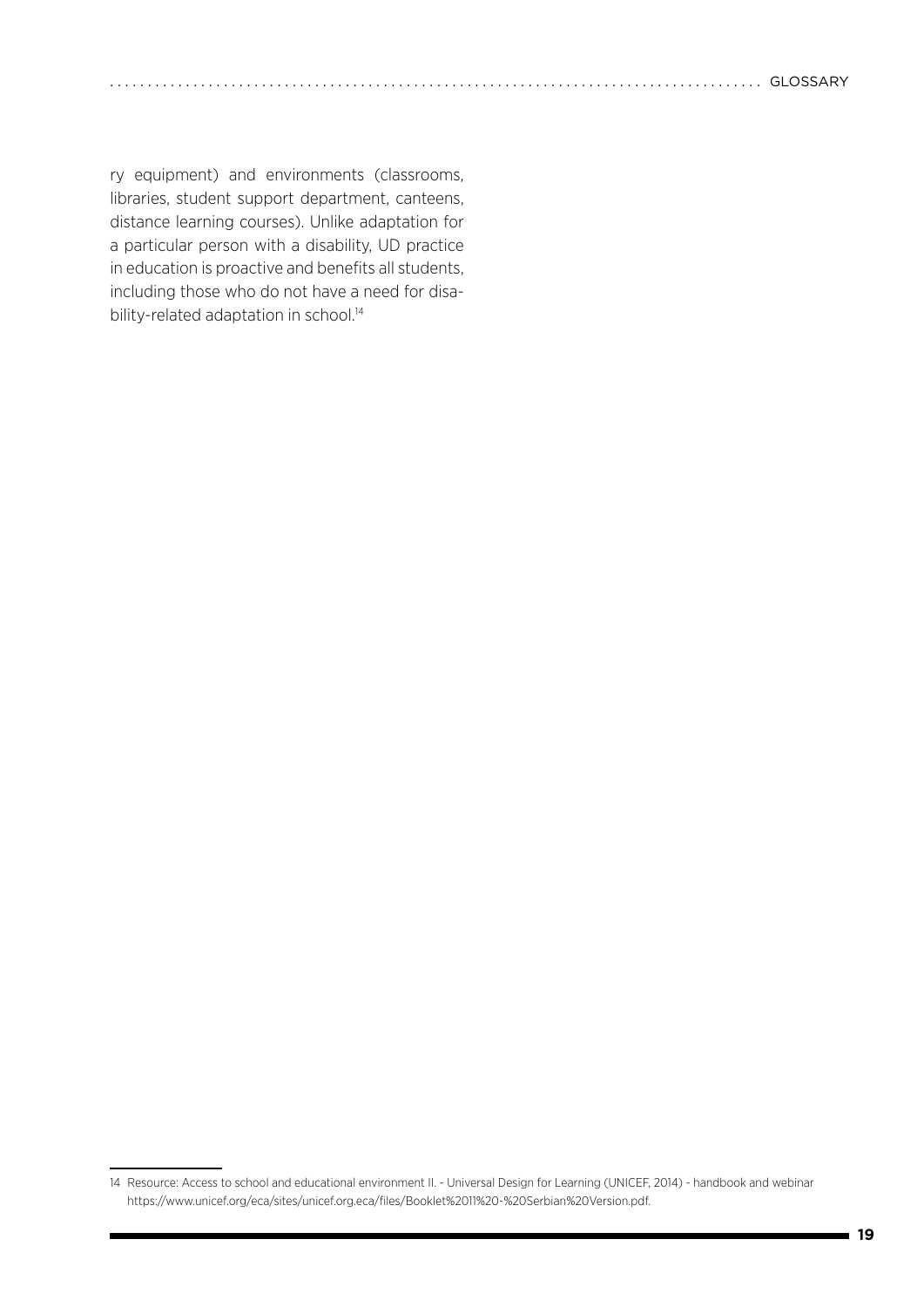ry equipment) and environments (classrooms, libraries, student support department, canteens, distance learning courses). Unlike adaptation for a particular person with a disability, UD practice in education is proactive and benefits all students, including those who do not have a need for disability-related adaptation in school.[14]

---

14 Resource: Access to school and educational environment II. - Universal Design for Learning (UNICEF, 2014) - handbook and webinar https://www.unicef.org/eca/sites/unicef.org.eca/files/Booklet%2011%20-%20Serbian%20Version.pdf.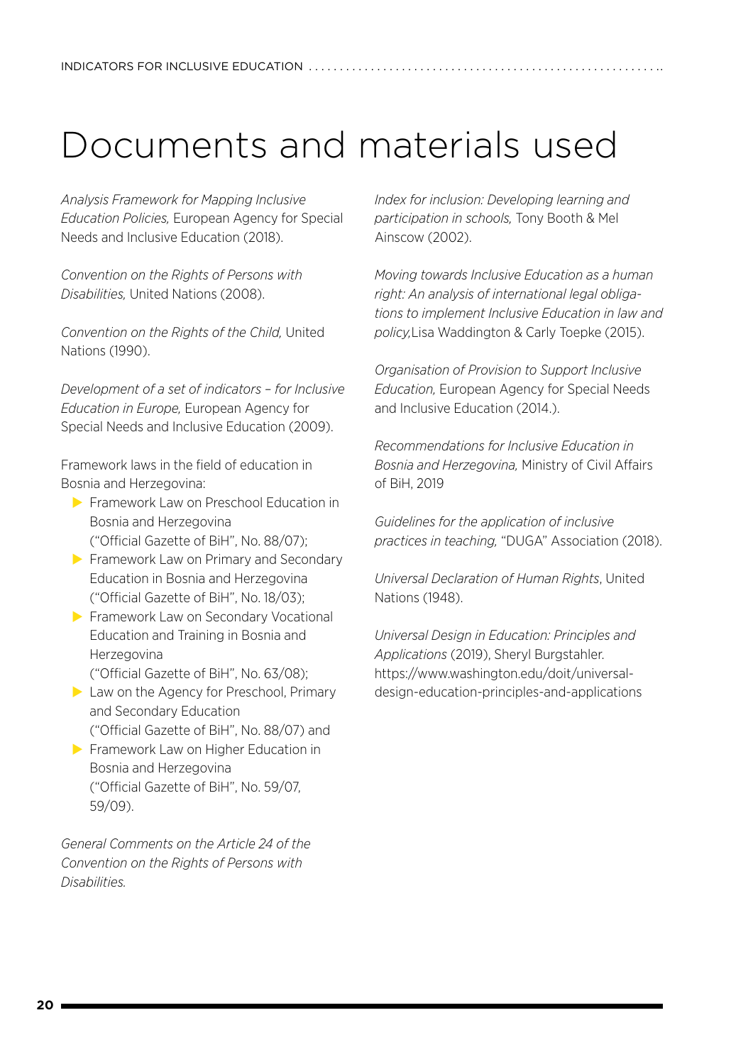# Documents and materials used

*Analysis Framework for Mapping Inclusive Education Policies,* European Agency for Special Needs and Inclusive Education (2018).

*Convention on the Rights of Persons with Disabilities,* United Nations (2008).

*Convention on the Rights of the Child,* United Nations (1990).

*Development of a set of indicators – for Inclusive Education in Europe,* European Agency for Special Needs and Inclusive Education (2009).

Framework laws in the field of education in Bosnia and Herzegovina:

- Framework Law on Preschool Education in Bosnia and Herzegovina ("Official Gazette of BiH", No. 88/07);
- Framework Law on Primary and Secondary Education in Bosnia and Herzegovina ("Official Gazette of BiH", No. 18/03);
- Framework Law on Secondary Vocational Education and Training in Bosnia and Herzegovina ("Official Gazette of BiH", No. 63/08);
- Law on the Agency for Preschool, Primary and Secondary Education ("Official Gazette of BiH", No. 88/07) and
- Framework Law on Higher Education in Bosnia and Herzegovina ("Official Gazette of BiH", No. 59/07, 59/09).

*General Comments on the Article 24 of the Convention on the Rights of Persons with Disabilities.*

*Index for inclusion: Developing learning and participation in schools,* Tony Booth & Mel Ainscow (2002).

*Moving towards Inclusive Education as a human right: An analysis of international legal obligations to implement Inclusive Education in law and policy,*Lisa Waddington & Carly Toepke (2015).

*Organisation of Provision to Support Inclusive Education,* European Agency for Special Needs and Inclusive Education (2014.).

*Recommendations for Inclusive Education in Bosnia and Herzegovina,* Ministry of Civil Affairs of BiH, 2019

*Guidelines for the application of inclusive practices in teaching,* "DUGA" Association (2018).

*Universal Declaration of Human Rights*, United Nations (1948).

*Universal Design in Education: Principles and Applications* (2019), Sheryl Burgstahler. https://www.washington.edu/doit/universal-design-education-principles-and-applications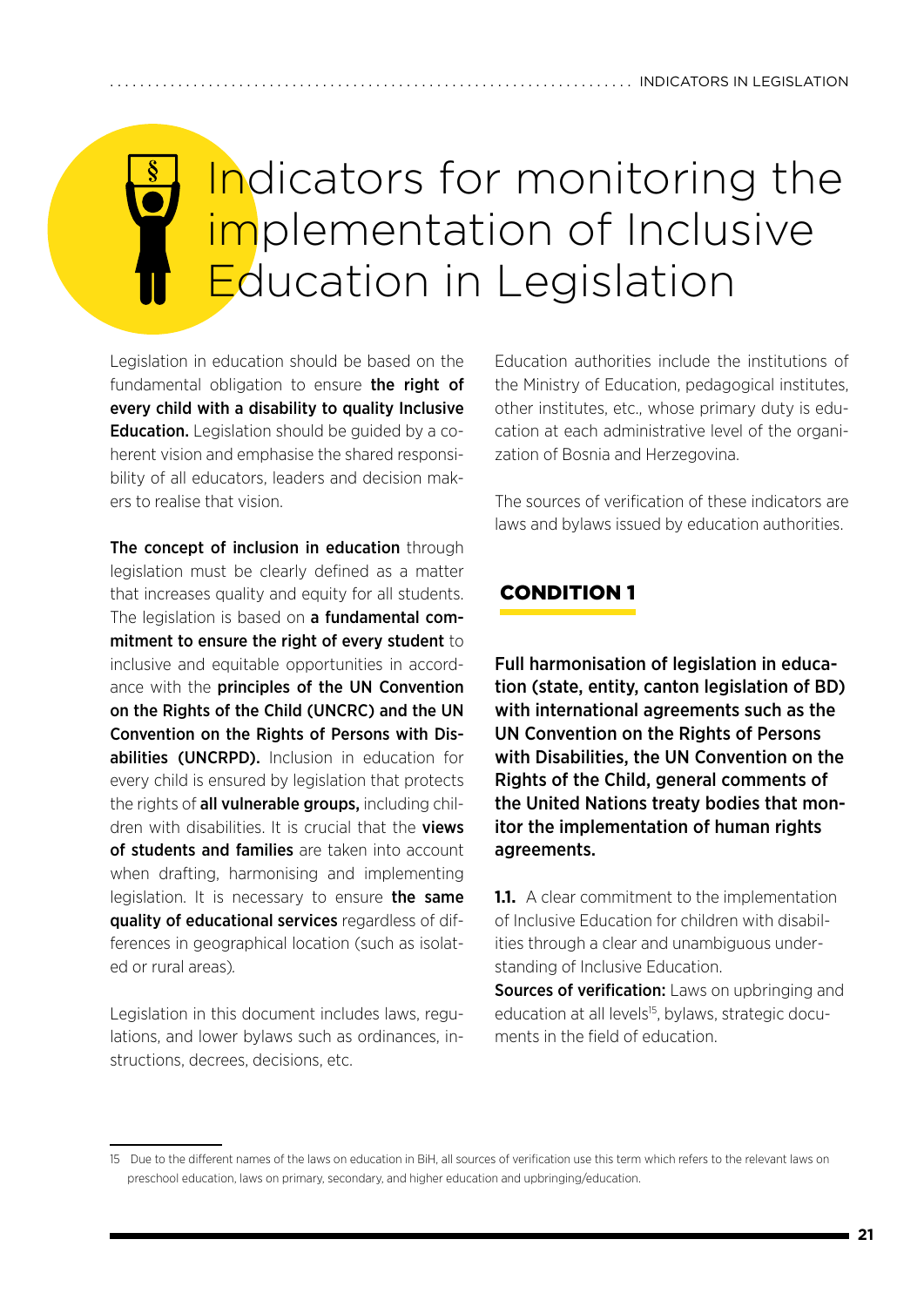# Indicators for monitoring the implementation of Inclusive Education in Legislation

Legislation in education should be based on the fundamental obligation to ensure **the right of every child with a disability to quality Inclusive Education.** Legislation should be guided by a coherent vision and emphasise the shared responsibility of all educators, leaders and decision makers to realise that vision.

**The concept of inclusion in education** through legislation must be clearly defined as a matter that increases quality and equity for all students. The legislation is based on **a fundamental commitment to ensure the right of every student** to inclusive and equitable opportunities in accordance with the **principles of the UN Convention on the Rights of the Child (UNCRC) and the UN Convention on the Rights of Persons with Disabilities (UNCRPD).** Inclusion in education for every child is ensured by legislation that protects the rights of **all vulnerable groups,** including children with disabilities. It is crucial that the **views of students and families** are taken into account when drafting, harmonising and implementing legislation. It is necessary to ensure **the same quality of educational services** regardless of differences in geographical location (such as isolated or rural areas).

Legislation in this document includes laws, regulations, and lower bylaws such as ordinances, instructions, decrees, decisions, etc.

Education authorities include the institutions of the Ministry of Education, pedagogical institutes, other institutes, etc., whose primary duty is education at each administrative level of the organization of Bosnia and Herzegovina.

The sources of verification of these indicators are laws and bylaws issued by education authorities.

## CONDITION 1

**Full harmonisation of legislation in education (state, entity, canton legislation of BD) with international agreements such as the UN Convention on the Rights of Persons with Disabilities, the UN Convention on the Rights of the Child, general comments of the United Nations treaty bodies that monitor the implementation of human rights agreements.**

**1.1.** A clear commitment to the implementation of Inclusive Education for children with disabilities through a clear and unambiguous understanding of Inclusive Education.

**Sources of verification:** Laws on upbringing and education at all levels[15], bylaws, strategic documents in the field of education.

---

15 Due to the different names of the laws on education in BiH, all sources of verification use this term which refers to the relevant laws on preschool education, laws on primary, secondary, and higher education and upbringing/education.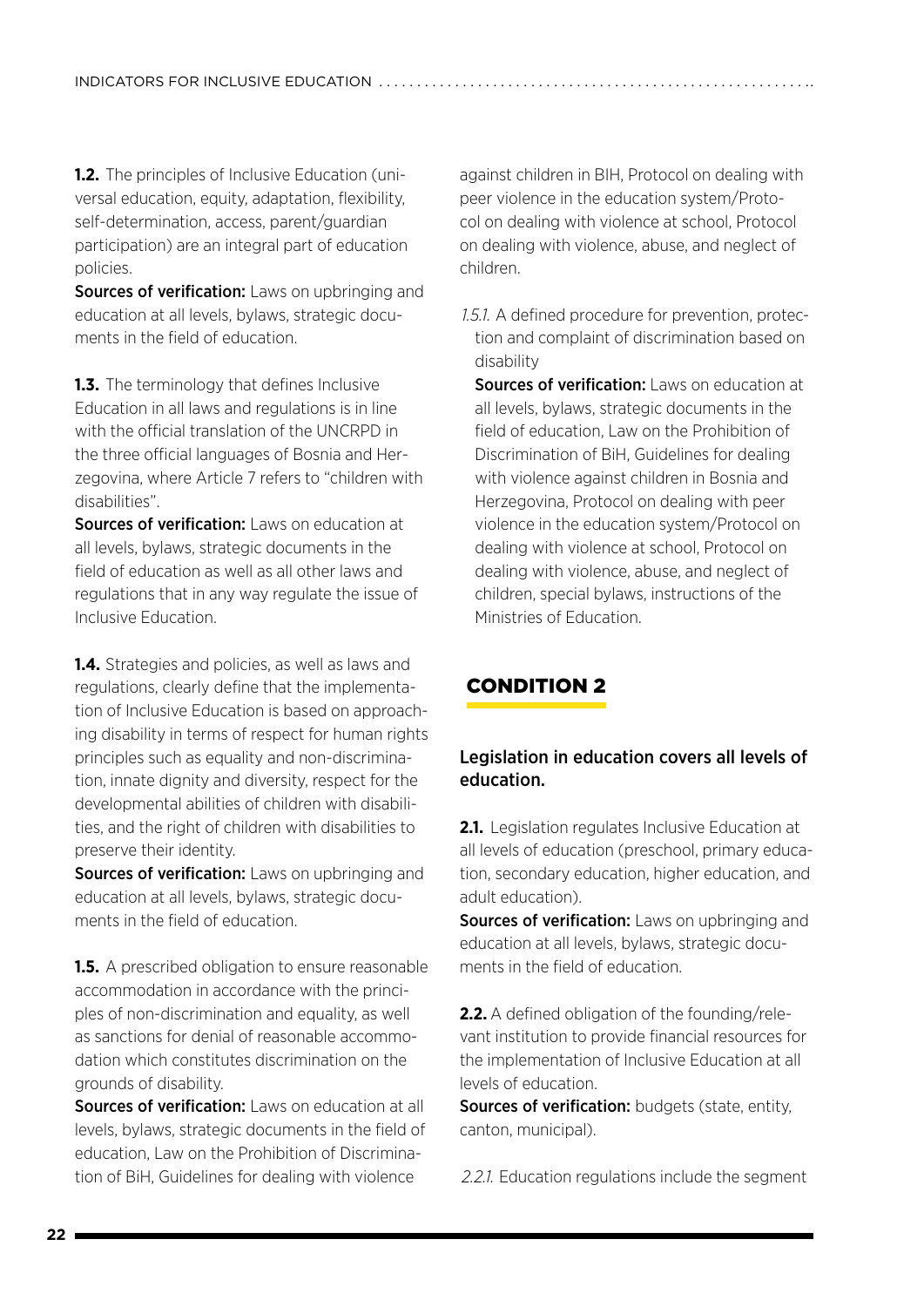**1.2.** The principles of Inclusive Education (universal education, equity, adaptation, flexibility, self-determination, access, parent/guardian participation) are an integral part of education policies.

**Sources of verification:** Laws on upbringing and education at all levels, bylaws, strategic documents in the field of education.

**1.3.** The terminology that defines Inclusive Education in all laws and regulations is in line with the official translation of the UNCRPD in the three official languages of Bosnia and Herzegovina, where Article 7 refers to "children with disabilities".

**Sources of verification:** Laws on education at all levels, bylaws, strategic documents in the field of education as well as all other laws and regulations that in any way regulate the issue of Inclusive Education.

**1.4.** Strategies and policies, as well as laws and regulations, clearly define that the implementation of Inclusive Education is based on approaching disability in terms of respect for human rights principles such as equality and non-discrimination, innate dignity and diversity, respect for the developmental abilities of children with disabilities, and the right of children with disabilities to preserve their identity.

**Sources of verification:** Laws on upbringing and education at all levels, bylaws, strategic documents in the field of education.

**1.5.** A prescribed obligation to ensure reasonable accommodation in accordance with the principles of non-discrimination and equality, as well as sanctions for denial of reasonable accommodation which constitutes discrimination on the grounds of disability.

**Sources of verification:** Laws on education at all levels, bylaws, strategic documents in the field of education, Law on the Prohibition of Discrimination of BiH, Guidelines for dealing with violence against children in BIH, Protocol on dealing with peer violence in the education system/Protocol on dealing with violence at school, Protocol on dealing with violence, abuse, and neglect of children.

*1.5.1.* A defined procedure for prevention, protection and complaint of discrimination based on disability

**Sources of verification:** Laws on education at all levels, bylaws, strategic documents in the field of education, Law on the Prohibition of Discrimination of BiH, Guidelines for dealing with violence against children in Bosnia and Herzegovina, Protocol on dealing with peer violence in the education system/Protocol on dealing with violence at school, Protocol on dealing with violence, abuse, and neglect of children, special bylaws, instructions of the Ministries of Education.

## CONDITION 2

### Legislation in education covers all levels of education.

**2.1.** Legislation regulates Inclusive Education at all levels of education (preschool, primary education, secondary education, higher education, and adult education).

**Sources of verification:** Laws on upbringing and education at all levels, bylaws, strategic documents in the field of education.

**2.2.** A defined obligation of the founding/relevant institution to provide financial resources for the implementation of Inclusive Education at all levels of education.

**Sources of verification:** budgets (state, entity, canton, municipal).

*2.2.1.* Education regulations include the segment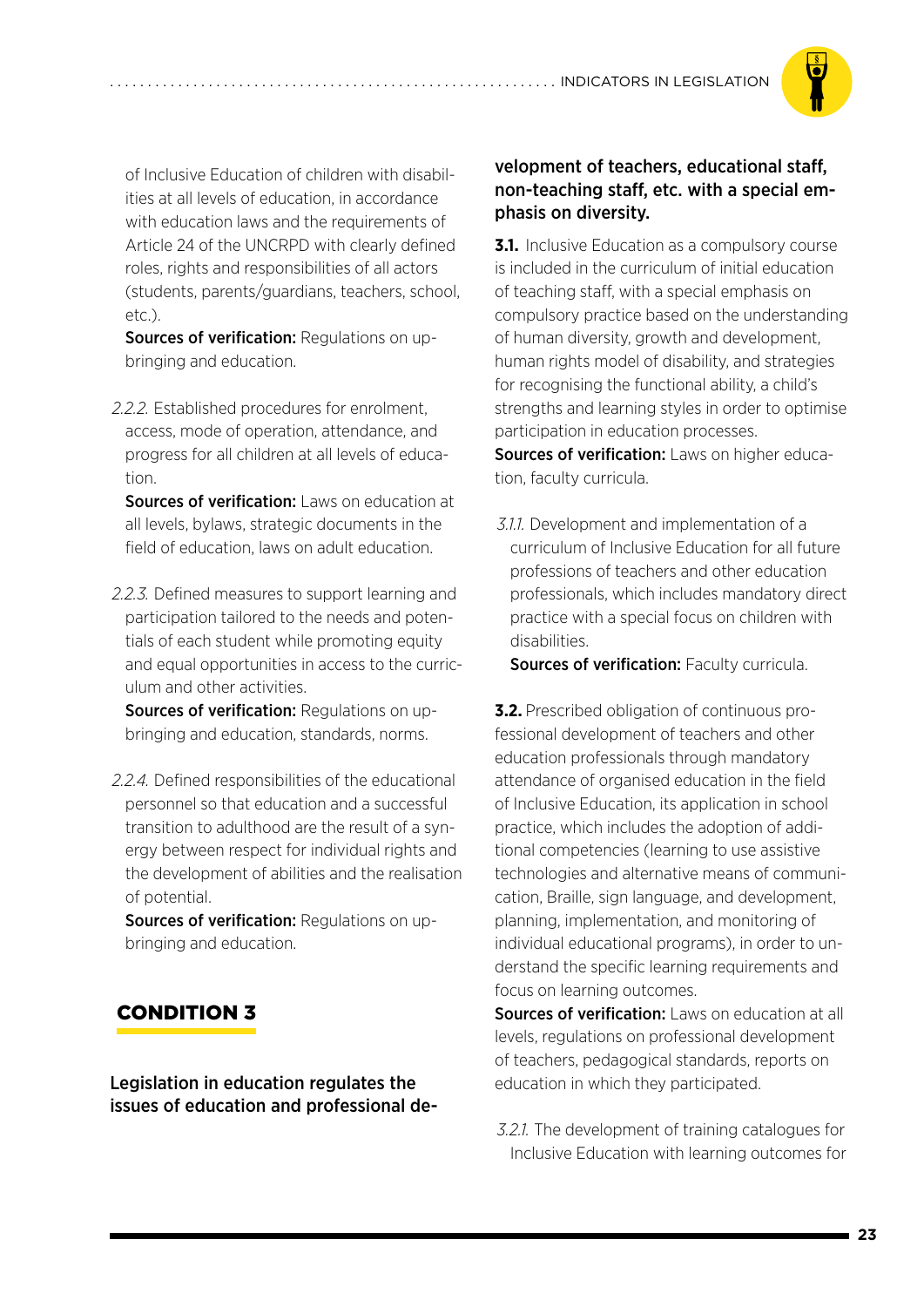of Inclusive Education of children with disabilities at all levels of education, in accordance with education laws and the requirements of Article 24 of the UNCRPD with clearly defined roles, rights and responsibilities of all actors (students, parents/guardians, teachers, school, etc.).

**Sources of verification:** Regulations on upbringing and education.

*2.2.2.* Established procedures for enrolment, access, mode of operation, attendance, and progress for all children at all levels of education.

**Sources of verification:** Laws on education at all levels, bylaws, strategic documents in the field of education, laws on adult education.

*2.2.3.* Defined measures to support learning and participation tailored to the needs and potentials of each student while promoting equity and equal opportunities in access to the curriculum and other activities.

**Sources of verification:** Regulations on upbringing and education, standards, norms.

*2.2.4.* Defined responsibilities of the educational personnel so that education and a successful transition to adulthood are the result of a synergy between respect for individual rights and the development of abilities and the realisation of potential.

**Sources of verification:** Regulations on upbringing and education.

## CONDITION 3

**Legislation in education regulates the issues of education and professional development of teachers, educational staff, non-teaching staff, etc. with a special emphasis on diversity.**

**3.1.** Inclusive Education as a compulsory course is included in the curriculum of initial education of teaching staff, with a special emphasis on compulsory practice based on the understanding of human diversity, growth and development, human rights model of disability, and strategies for recognising the functional ability, a child's strengths and learning styles in order to optimise participation in education processes.

**Sources of verification:** Laws on higher education, faculty curricula.

*3.1.1.* Development and implementation of a curriculum of Inclusive Education for all future professions of teachers and other education professionals, which includes mandatory direct practice with a special focus on children with disabilities.

**Sources of verification:** Faculty curricula.

**3.2.** Prescribed obligation of continuous professional development of teachers and other education professionals through mandatory attendance of organised education in the field of Inclusive Education, its application in school practice, which includes the adoption of additional competencies (learning to use assistive technologies and alternative means of communication, Braille, sign language, and development, planning, implementation, and monitoring of individual educational programs), in order to understand the specific learning requirements and focus on learning outcomes.

**Sources of verification:** Laws on education at all levels, regulations on professional development of teachers, pedagogical standards, reports on education in which they participated.

*3.2.1.* The development of training catalogues for Inclusive Education with learning outcomes for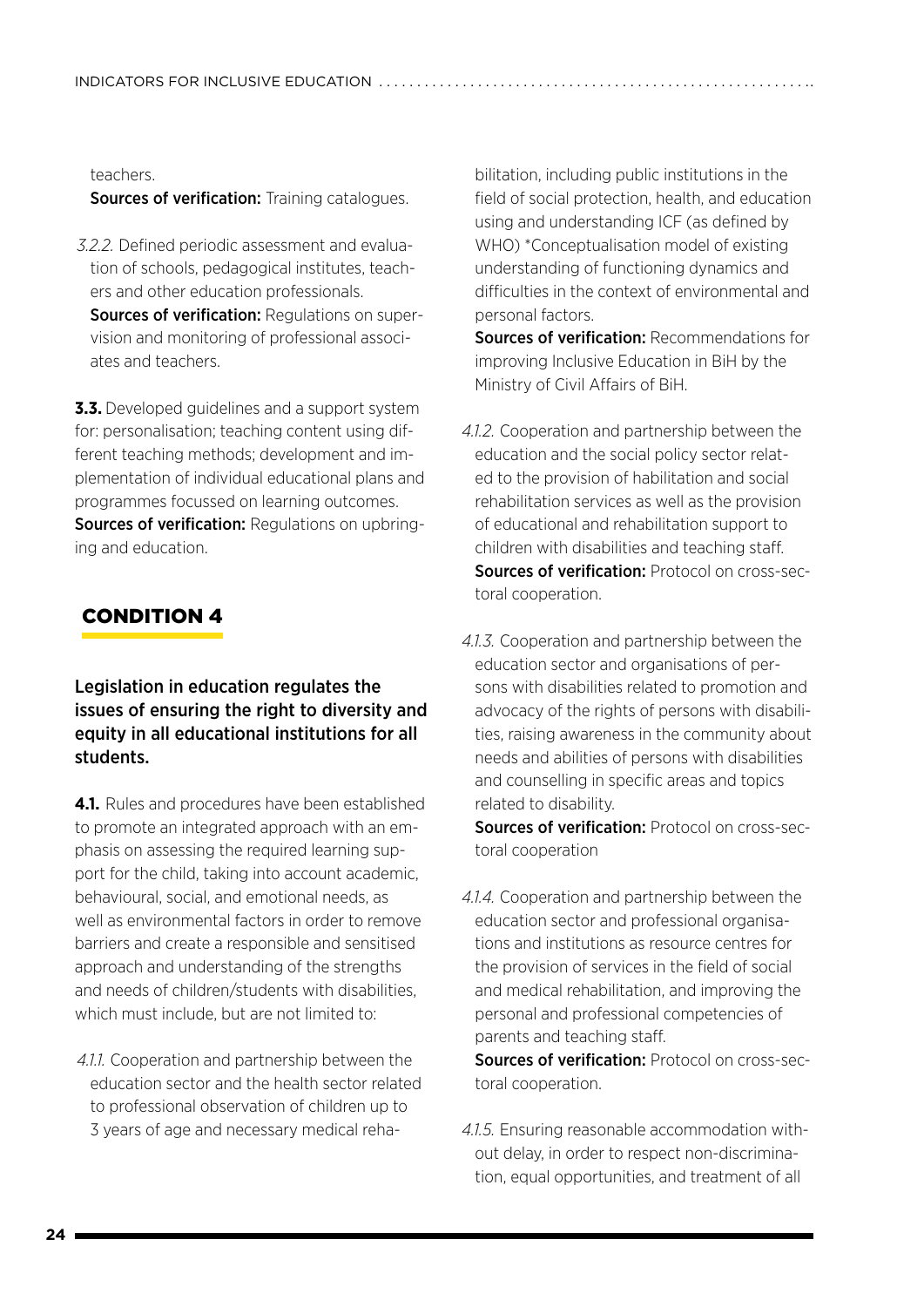teachers.

**Sources of verification:** Training catalogues.

*3.2.2.* Defined periodic assessment and evaluation of schools, pedagogical institutes, teachers and other education professionals.
**Sources of verification:** Regulations on supervision and monitoring of professional associates and teachers.

**3.3.** Developed guidelines and a support system for: personalisation; teaching content using different teaching methods; development and implementation of individual educational plans and programmes focussed on learning outcomes.
**Sources of verification:** Regulations on upbringing and education.

## CONDITION 4

### Legislation in education regulates the issues of ensuring the right to diversity and equity in all educational institutions for all students.

**4.1.** Rules and procedures have been established to promote an integrated approach with an emphasis on assessing the required learning support for the child, taking into account academic, behavioural, social, and emotional needs, as well as environmental factors in order to remove barriers and create a responsible and sensitised approach and understanding of the strengths and needs of children/students with disabilities, which must include, but are not limited to:

*4.1.1.* Cooperation and partnership between the education sector and the health sector related to professional observation of children up to 3 years of age and necessary medical rehabilitation, including public institutions in the field of social protection, health, and education using and understanding ICF (as defined by WHO) *Conceptualisation model of existing understanding of functioning dynamics and difficulties in the context of environmental and personal factors.
**Sources of verification:** Recommendations for improving Inclusive Education in BiH by the Ministry of Civil Affairs of BiH.

*4.1.2.* Cooperation and partnership between the education and the social policy sector related to the provision of habilitation and social rehabilitation services as well as the provision of educational and rehabilitation support to children with disabilities and teaching staff.
**Sources of verification:** Protocol on cross-sectoral cooperation.

*4.1.3.* Cooperation and partnership between the education sector and organisations of persons with disabilities related to promotion and advocacy of the rights of persons with disabilities, raising awareness in the community about needs and abilities of persons with disabilities and counselling in specific areas and topics related to disability.
**Sources of verification:** Protocol on cross-sectoral cooperation

*4.1.4.* Cooperation and partnership between the education sector and professional organisations and institutions as resource centres for the provision of services in the field of social and medical rehabilitation, and improving the personal and professional competencies of parents and teaching staff.
**Sources of verification:** Protocol on cross-sectoral cooperation.

*4.1.5.* Ensuring reasonable accommodation without delay, in order to respect non-discrimination, equal opportunities, and treatment of all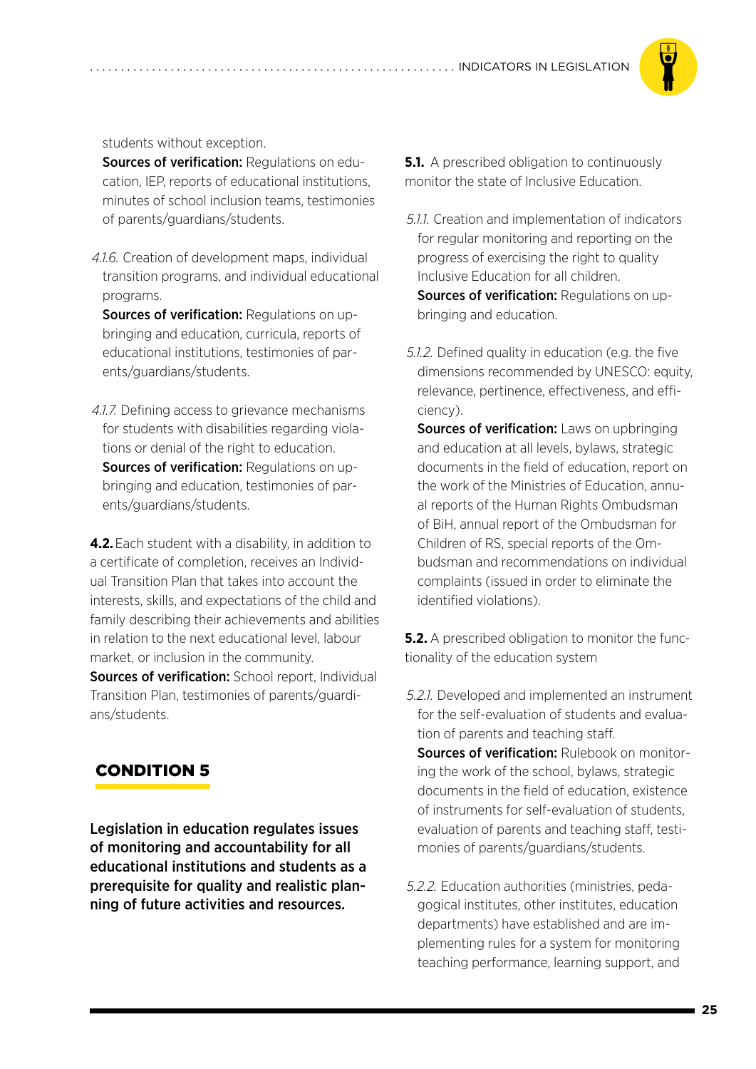students without exception.

**Sources of verification:** Regulations on education, IEP, reports of educational institutions, minutes of school inclusion teams, testimonies of parents/guardians/students.

*4.1.6.* Creation of development maps, individual transition programs, and individual educational programs.

**Sources of verification:** Regulations on upbringing and education, curricula, reports of educational institutions, testimonies of parents/guardians/students.

*4.1.7.* Defining access to grievance mechanisms for students with disabilities regarding violations or denial of the right to education.

**Sources of verification:** Regulations on upbringing and education, testimonies of parents/guardians/students.

**4.2.** Each student with a disability, in addition to a certificate of completion, receives an Individual Transition Plan that takes into account the interests, skills, and expectations of the child and family describing their achievements and abilities in relation to the next educational level, labour market, or inclusion in the community.

**Sources of verification:** School report, Individual Transition Plan, testimonies of parents/guardians/students.

## CONDITION 5

**Legislation in education regulates issues of monitoring and accountability for all educational institutions and students as a prerequisite for quality and realistic planning of future activities and resources.**

**5.1.** A prescribed obligation to continuously monitor the state of Inclusive Education.

*5.1.1.* Creation and implementation of indicators for regular monitoring and reporting on the progress of exercising the right to quality Inclusive Education for all children.

**Sources of verification:** Regulations on upbringing and education.

*5.1.2.* Defined quality in education (e.g. the five dimensions recommended by UNESCO: equity, relevance, pertinence, effectiveness, and efficiency).

**Sources of verification:** Laws on upbringing and education at all levels, bylaws, strategic documents in the field of education, report on the work of the Ministries of Education, annual reports of the Human Rights Ombudsman of BiH, annual report of the Ombudsman for Children of RS, special reports of the Ombudsman and recommendations on individual complaints (issued in order to eliminate the identified violations).

**5.2.** A prescribed obligation to monitor the functionality of the education system

*5.2.1.* Developed and implemented an instrument for the self-evaluation of students and evaluation of parents and teaching staff.

**Sources of verification:** Rulebook on monitoring the work of the school, bylaws, strategic documents in the field of education, existence of instruments for self-evaluation of students, evaluation of parents and teaching staff, testimonies of parents/guardians/students.

*5.2.2.* Education authorities (ministries, pedagogical institutes, other institutes, education departments) have established and are implementing rules for a system for monitoring teaching performance, learning support, and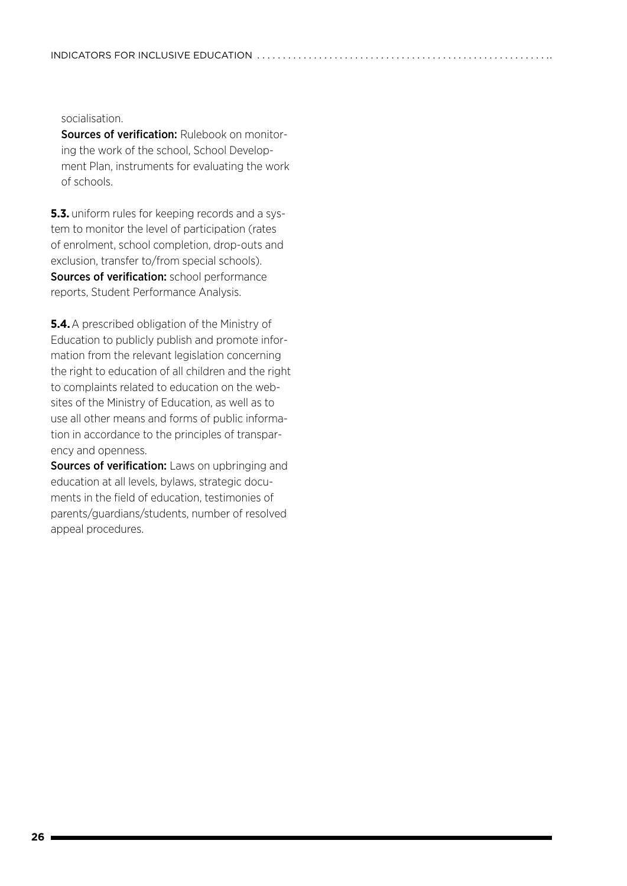socialisation.

**Sources of verification:** Rulebook on monitoring the work of the school, School Development Plan, instruments for evaluating the work of schools.

**5.3.** uniform rules for keeping records and a system to monitor the level of participation (rates of enrolment, school completion, drop-outs and exclusion, transfer to/from special schools).
**Sources of verification:** school performance reports, Student Performance Analysis.

**5.4.** A prescribed obligation of the Ministry of Education to publicly publish and promote information from the relevant legislation concerning the right to education of all children and the right to complaints related to education on the websites of the Ministry of Education, as well as to use all other means and forms of public information in accordance to the principles of transparency and openness.
**Sources of verification:** Laws on upbringing and education at all levels, bylaws, strategic documents in the field of education, testimonies of parents/guardians/students, number of resolved appeal procedures.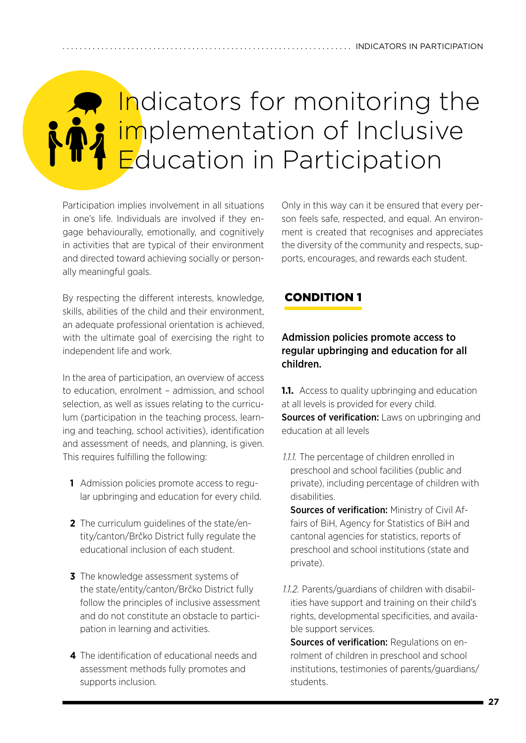# Indicators for monitoring the implementation of Inclusive Education in Participation

Participation implies involvement in all situations in one's life. Individuals are involved if they engage behaviourally, emotionally, and cognitively in activities that are typical of their environment and directed toward achieving socially or personally meaningful goals.

By respecting the different interests, knowledge, skills, abilities of the child and their environment, an adequate professional orientation is achieved, with the ultimate goal of exercising the right to independent life and work.

In the area of participation, an overview of access to education, enrolment – admission, and school selection, as well as issues relating to the curriculum (participation in the teaching process, learning and teaching, school activities), identification and assessment of needs, and planning, is given. This requires fulfilling the following:

1. Admission policies promote access to regular upbringing and education for every child.
2. The curriculum guidelines of the state/entity/canton/Brčko District fully regulate the educational inclusion of each student.
3. The knowledge assessment systems of the state/entity/canton/Brčko District fully follow the principles of inclusive assessment and do not constitute an obstacle to participation in learning and activities.
4. The identification of educational needs and assessment methods fully promotes and supports inclusion.

Only in this way can it be ensured that every person feels safe, respected, and equal. An environment is created that recognises and appreciates the diversity of the community and respects, supports, encourages, and rewards each student.

## CONDITION 1

### Admission policies promote access to regular upbringing and education for all children.

**1.1.** Access to quality upbringing and education at all levels is provided for every child.
**Sources of verification:** Laws on upbringing and education at all levels

*1.1.1.* The percentage of children enrolled in preschool and school facilities (public and private), including percentage of children with disabilities.
**Sources of verification:** Ministry of Civil Affairs of BiH, Agency for Statistics of BiH and cantonal agencies for statistics, reports of preschool and school institutions (state and private).

*1.1.2.* Parents/guardians of children with disabilities have support and training on their child's rights, developmental specificities, and available support services.
**Sources of verification:** Regulations on enrolment of children in preschool and school institutions, testimonies of parents/guardians/students.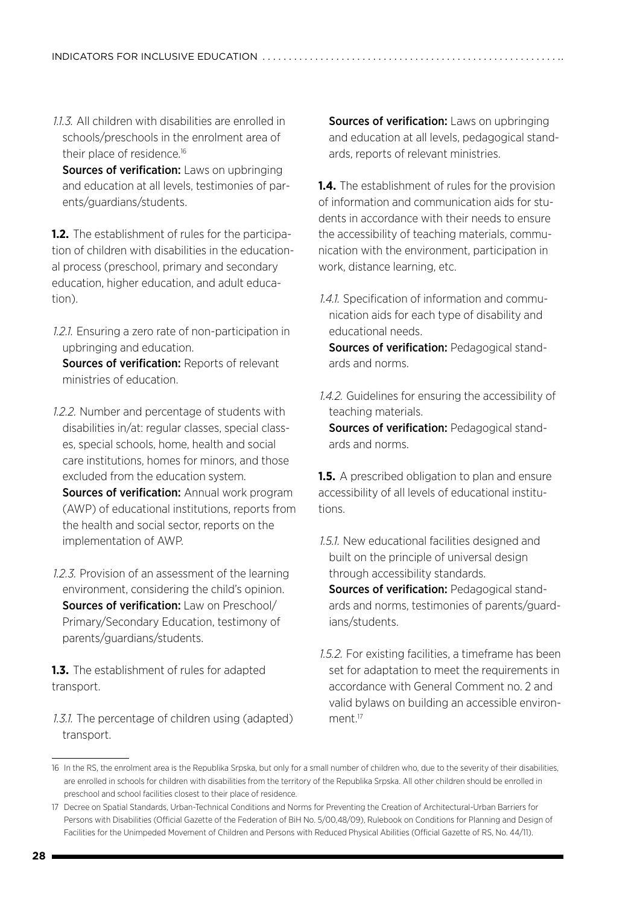*1.1.3.* All children with disabilities are enrolled in schools/preschools in the enrolment area of their place of residence.[16]
**Sources of verification:** Laws on upbringing and education at all levels, testimonies of parents/guardians/students.

**1.2.** The establishment of rules for the participation of children with disabilities in the educational process (preschool, primary and secondary education, higher education, and adult education).

*1.2.1.* Ensuring a zero rate of non-participation in upbringing and education.
**Sources of verification:** Reports of relevant ministries of education.

*1.2.2.* Number and percentage of students with disabilities in/at: regular classes, special classes, special schools, home, health and social care institutions, homes for minors, and those excluded from the education system.
**Sources of verification:** Annual work program (AWP) of educational institutions, reports from the health and social sector, reports on the implementation of AWP.

*1.2.3.* Provision of an assessment of the learning environment, considering the child's opinion.
**Sources of verification:** Law on Preschool/Primary/Secondary Education, testimony of parents/guardians/students.

**1.3.** The establishment of rules for adapted transport.

*1.3.1.* The percentage of children using (adapted) transport.
**Sources of verification:** Laws on upbringing and education at all levels, pedagogical standards, reports of relevant ministries.

**1.4.** The establishment of rules for the provision of information and communication aids for students in accordance with their needs to ensure the accessibility of teaching materials, communication with the environment, participation in work, distance learning, etc.

*1.4.1.* Specification of information and communication aids for each type of disability and educational needs.
**Sources of verification:** Pedagogical standards and norms.

*1.4.2.* Guidelines for ensuring the accessibility of teaching materials.
**Sources of verification:** Pedagogical standards and norms.

**1.5.** A prescribed obligation to plan and ensure accessibility of all levels of educational institutions.

*1.5.1.* New educational facilities designed and built on the principle of universal design through accessibility standards.
**Sources of verification:** Pedagogical standards and norms, testimonies of parents/guardians/students.

*1.5.2.* For existing facilities, a timeframe has been set for adaptation to meet the requirements in accordance with General Comment no. 2 and valid bylaws on building an accessible environment.[17]

---

[16] In the RS, the enrolment area is the Republika Srpska, but only for a small number of children who, due to the severity of their disabilities, are enrolled in schools for children with disabilities from the territory of the Republika Srpska. All other children should be enrolled in preschool and school facilities closest to their place of residence.

[17] Decree on Spatial Standards, Urban-Technical Conditions and Norms for Preventing the Creation of Architectural-Urban Barriers for Persons with Disabilities (Official Gazette of the Federation of BiH No. 5/00,48/09), Rulebook on Conditions for Planning and Design of Facilities for the Unimpeded Movement of Children and Persons with Reduced Physical Abilities (Official Gazette of RS, No. 44/11).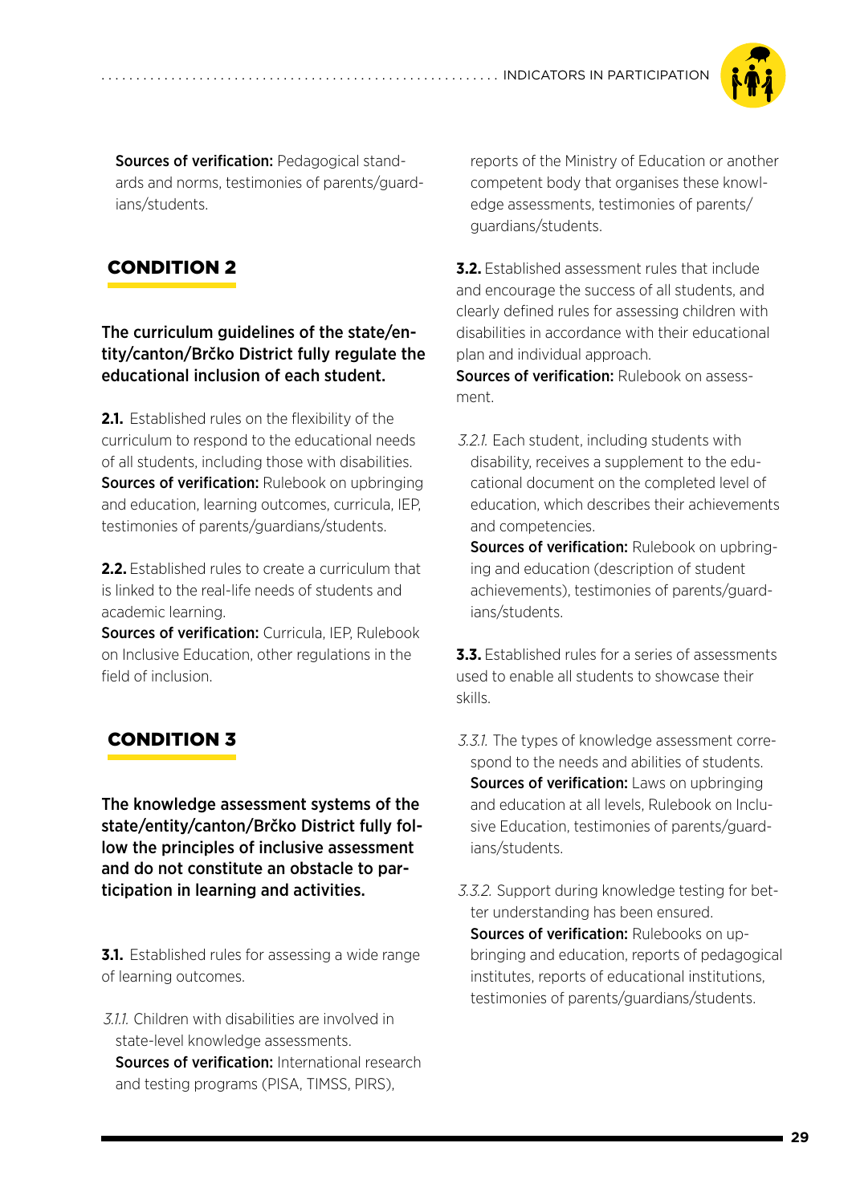**Sources of verification:** Pedagogical standards and norms, testimonies of parents/guardians/students.

## CONDITION 2

**The curriculum guidelines of the state/entity/canton/Brčko District fully regulate the educational inclusion of each student.**

**2.1.** Established rules on the flexibility of the curriculum to respond to the educational needs of all students, including those with disabilities.
**Sources of verification:** Rulebook on upbringing and education, learning outcomes, curricula, IEP, testimonies of parents/guardians/students.

**2.2.** Established rules to create a curriculum that is linked to the real-life needs of students and academic learning.
**Sources of verification:** Curricula, IEP, Rulebook on Inclusive Education, other regulations in the field of inclusion.

## CONDITION 3

**The knowledge assessment systems of the state/entity/canton/Brčko District fully follow the principles of inclusive assessment and do not constitute an obstacle to participation in learning and activities.**

**3.1.** Established rules for assessing a wide range of learning outcomes.

*3.1.1.* Children with disabilities are involved in state-level knowledge assessments.
**Sources of verification:** International research and testing programs (PISA, TIMSS, PIRS), reports of the Ministry of Education or another competent body that organises these knowledge assessments, testimonies of parents/guardians/students.

**3.2.** Established assessment rules that include and encourage the success of all students, and clearly defined rules for assessing children with disabilities in accordance with their educational plan and individual approach.
**Sources of verification:** Rulebook on assessment.

*3.2.1.* Each student, including students with disability, receives a supplement to the educational document on the completed level of education, which describes their achievements and competencies.
**Sources of verification:** Rulebook on upbringing and education (description of student achievements), testimonies of parents/guardians/students.

**3.3.** Established rules for a series of assessments used to enable all students to showcase their skills.

*3.3.1.* The types of knowledge assessment correspond to the needs and abilities of students.
**Sources of verification:** Laws on upbringing and education at all levels, Rulebook on Inclusive Education, testimonies of parents/guardians/students.

*3.3.2.* Support during knowledge testing for better understanding has been ensured.
**Sources of verification:** Rulebooks on upbringing and education, reports of pedagogical institutes, reports of educational institutions, testimonies of parents/guardians/students.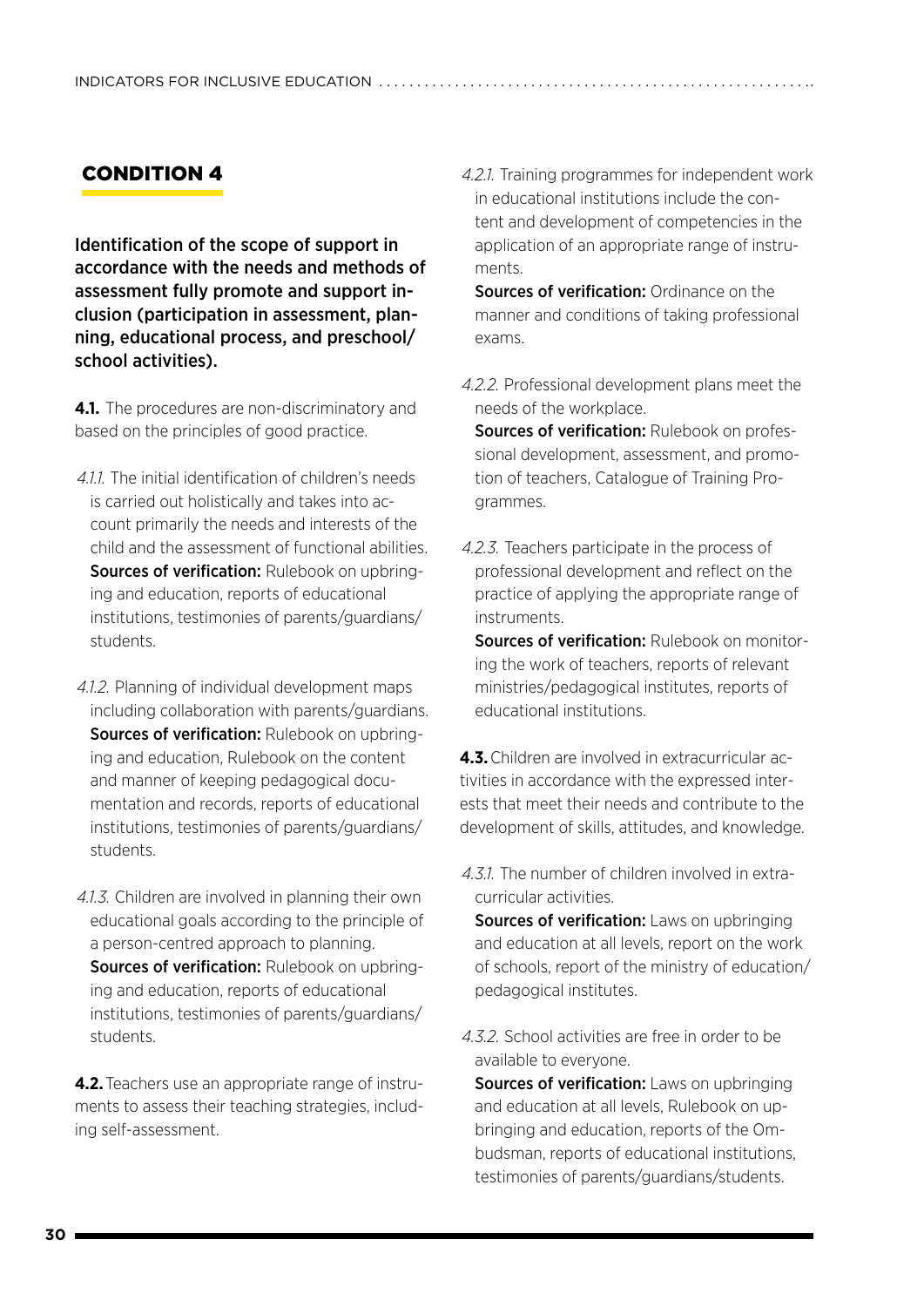## CONDITION 4

**Identification of the scope of support in accordance with the needs and methods of assessment fully promote and support inclusion (participation in assessment, planning, educational process, and preschool/school activities).**

**4.1.** The procedures are non-discriminatory and based on the principles of good practice.

*4.1.1.* The initial identification of children's needs is carried out holistically and takes into account primarily the needs and interests of the child and the assessment of functional abilities.
**Sources of verification:** Rulebook on upbringing and education, reports of educational institutions, testimonies of parents/guardians/students.

*4.1.2.* Planning of individual development maps including collaboration with parents/guardians.
**Sources of verification:** Rulebook on upbringing and education, Rulebook on the content and manner of keeping pedagogical documentation and records, reports of educational institutions, testimonies of parents/guardians/students.

*4.1.3.* Children are involved in planning their own educational goals according to the principle of a person-centred approach to planning.
**Sources of verification:** Rulebook on upbringing and education, reports of educational institutions, testimonies of parents/guardians/students.

**4.2.** Teachers use an appropriate range of instruments to assess their teaching strategies, including self-assessment.

*4.2.1.* Training programmes for independent work in educational institutions include the content and development of competencies in the application of an appropriate range of instruments.
**Sources of verification:** Ordinance on the manner and conditions of taking professional exams.

*4.2.2.* Professional development plans meet the needs of the workplace.
**Sources of verification:** Rulebook on professional development, assessment, and promotion of teachers, Catalogue of Training Programmes.

*4.2.3.* Teachers participate in the process of professional development and reflect on the practice of applying the appropriate range of instruments.
**Sources of verification:** Rulebook on monitoring the work of teachers, reports of relevant ministries/pedagogical institutes, reports of educational institutions.

**4.3.** Children are involved in extracurricular activities in accordance with the expressed interests that meet their needs and contribute to the development of skills, attitudes, and knowledge.

*4.3.1.* The number of children involved in extracurricular activities.
**Sources of verification:** Laws on upbringing and education at all levels, report on the work of schools, report of the ministry of education/pedagogical institutes.

*4.3.2.* School activities are free in order to be available to everyone.
**Sources of verification:** Laws on upbringing and education at all levels, Rulebook on upbringing and education, reports of the Ombudsman, reports of educational institutions, testimonies of parents/guardians/students.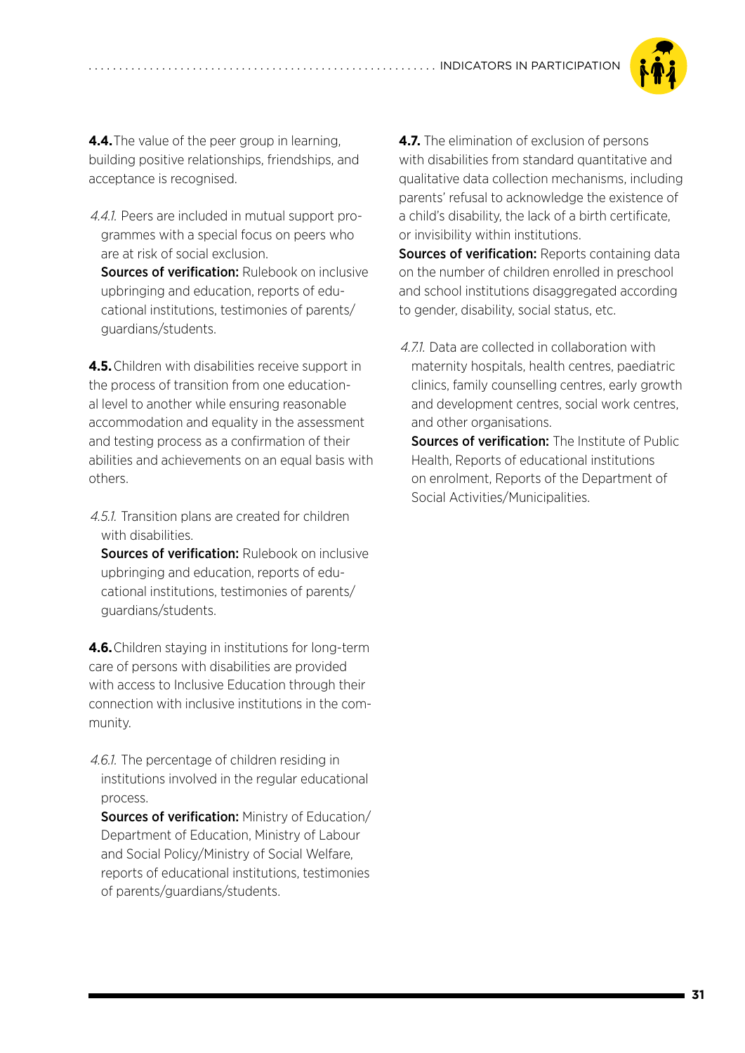**4.4.** The value of the peer group in learning, building positive relationships, friendships, and acceptance is recognised.

*4.4.1.* Peers are included in mutual support programmes with a special focus on peers who are at risk of social exclusion.
**Sources of verification:** Rulebook on inclusive upbringing and education, reports of educational institutions, testimonies of parents/guardians/students.

**4.5.** Children with disabilities receive support in the process of transition from one educational level to another while ensuring reasonable accommodation and equality in the assessment and testing process as a confirmation of their abilities and achievements on an equal basis with others.

*4.5.1.* Transition plans are created for children with disabilities.
**Sources of verification:** Rulebook on inclusive upbringing and education, reports of educational institutions, testimonies of parents/guardians/students.

**4.6.** Children staying in institutions for long-term care of persons with disabilities are provided with access to Inclusive Education through their connection with inclusive institutions in the community.

*4.6.1.* The percentage of children residing in institutions involved in the regular educational process.
**Sources of verification:** Ministry of Education/Department of Education, Ministry of Labour and Social Policy/Ministry of Social Welfare, reports of educational institutions, testimonies of parents/guardians/students.

**4.7.** The elimination of exclusion of persons with disabilities from standard quantitative and qualitative data collection mechanisms, including parents' refusal to acknowledge the existence of a child's disability, the lack of a birth certificate, or invisibility within institutions.
**Sources of verification:** Reports containing data on the number of children enrolled in preschool and school institutions disaggregated according to gender, disability, social status, etc.

*4.7.1.* Data are collected in collaboration with maternity hospitals, health centres, paediatric clinics, family counselling centres, early growth and development centres, social work centres, and other organisations.
**Sources of verification:** The Institute of Public Health, Reports of educational institutions on enrolment, Reports of the Department of Social Activities/Municipalities.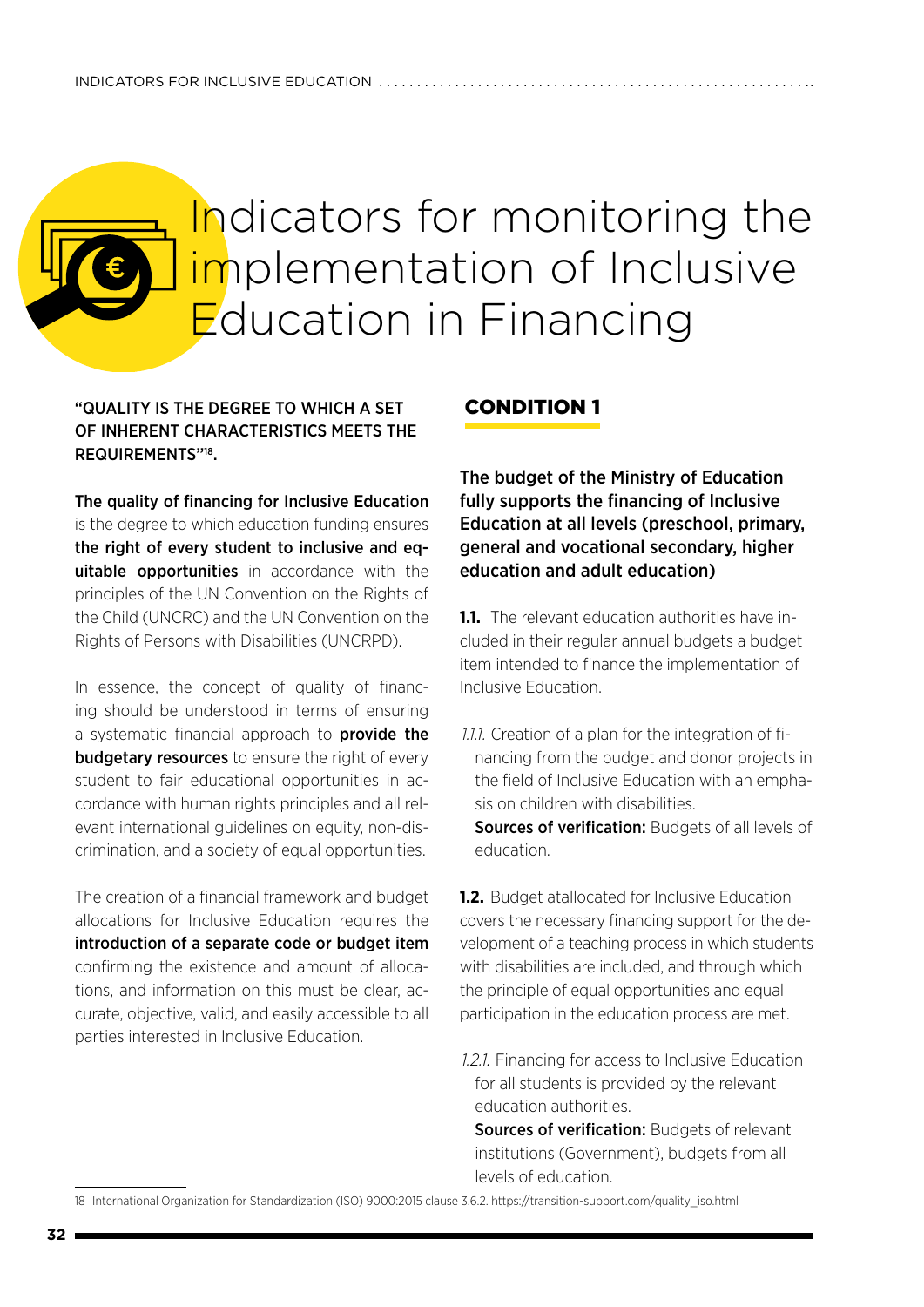# Indicators for monitoring the implementation of Inclusive Education in Financing

**"QUALITY IS THE DEGREE TO WHICH A SET OF INHERENT CHARACTERISTICS MEETS THE REQUIREMENTS"[18].**

**The quality of financing for Inclusive Education** is the degree to which education funding ensures **the right of every student to inclusive and equitable opportunities** in accordance with the principles of the UN Convention on the Rights of the Child (UNCRC) and the UN Convention on the Rights of Persons with Disabilities (UNCRPD).

In essence, the concept of quality of financing should be understood in terms of ensuring a systematic financial approach to **provide the budgetary resources** to ensure the right of every student to fair educational opportunities in accordance with human rights principles and all relevant international guidelines on equity, non-discrimination, and a society of equal opportunities.

The creation of a financial framework and budget allocations for Inclusive Education requires the **introduction of a separate code or budget item** confirming the existence and amount of allocations, and information on this must be clear, accurate, objective, valid, and easily accessible to all parties interested in Inclusive Education.

## CONDITION 1

**The budget of the Ministry of Education fully supports the financing of Inclusive Education at all levels (preschool, primary, general and vocational secondary, higher education and adult education)**

**1.1.** The relevant education authorities have included in their regular annual budgets a budget item intended to finance the implementation of Inclusive Education.

*1.1.1.* Creation of a plan for the integration of financing from the budget and donor projects in the field of Inclusive Education with an emphasis on children with disabilities.
**Sources of verification:** Budgets of all levels of education.

**1.2.** Budget atallocated for Inclusive Education covers the necessary financing support for the development of a teaching process in which students with disabilities are included, and through which the principle of equal opportunities and equal participation in the education process are met.

*1.2.1.* Financing for access to Inclusive Education for all students is provided by the relevant education authorities.
**Sources of verification:** Budgets of relevant institutions (Government), budgets from all levels of education.

18 International Organization for Standardization (ISO) 9000:2015 clause 3.6.2. https://transition-support.com/quality_iso.html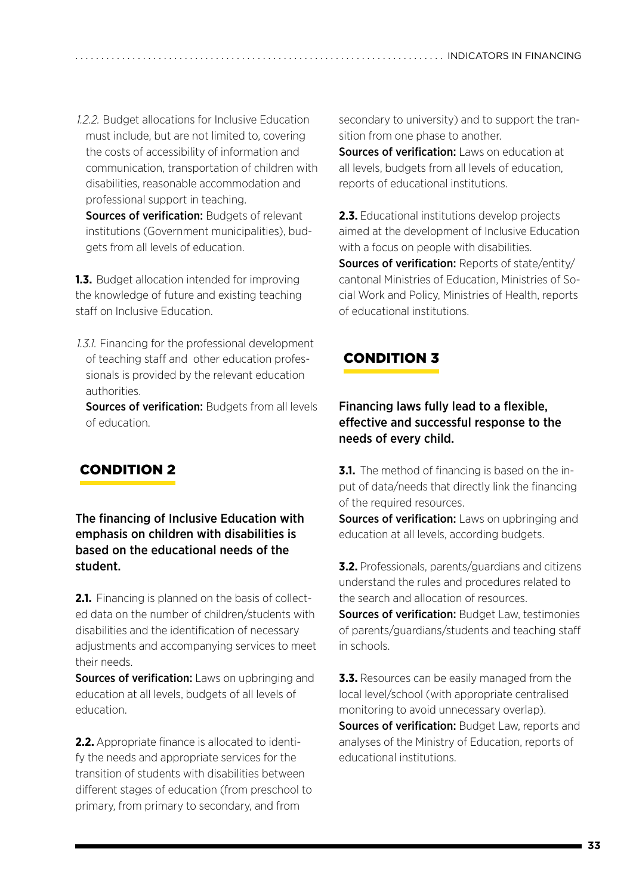*1.2.2.* Budget allocations for Inclusive Education must include, but are not limited to, covering the costs of accessibility of information and communication, transportation of children with disabilities, reasonable accommodation and professional support in teaching.
**Sources of verification:** Budgets of relevant institutions (Government municipalities), budgets from all levels of education.

**1.3.** Budget allocation intended for improving the knowledge of future and existing teaching staff on Inclusive Education.

*1.3.1.* Financing for the professional development of teaching staff and other education professionals is provided by the relevant education authorities.
**Sources of verification:** Budgets from all levels of education.

## CONDITION 2

### The financing of Inclusive Education with emphasis on children with disabilities is based on the educational needs of the student.

**2.1.** Financing is planned on the basis of collected data on the number of children/students with disabilities and the identification of necessary adjustments and accompanying services to meet their needs.
**Sources of verification:** Laws on upbringing and education at all levels, budgets of all levels of education.

**2.2.** Appropriate finance is allocated to identify the needs and appropriate services for the transition of students with disabilities between different stages of education (from preschool to primary, from primary to secondary, and from secondary to university) and to support the transition from one phase to another.
**Sources of verification:** Laws on education at all levels, budgets from all levels of education, reports of educational institutions.

**2.3.** Educational institutions develop projects aimed at the development of Inclusive Education with a focus on people with disabilities.
**Sources of verification:** Reports of state/entity/cantonal Ministries of Education, Ministries of Social Work and Policy, Ministries of Health, reports of educational institutions.

## CONDITION 3

### Financing laws fully lead to a flexible, effective and successful response to the needs of every child.

**3.1.** The method of financing is based on the input of data/needs that directly link the financing of the required resources.
**Sources of verification:** Laws on upbringing and education at all levels, according budgets.

**3.2.** Professionals, parents/guardians and citizens understand the rules and procedures related to the search and allocation of resources.
**Sources of verification:** Budget Law, testimonies of parents/guardians/students and teaching staff in schools.

**3.3.** Resources can be easily managed from the local level/school (with appropriate centralised monitoring to avoid unnecessary overlap).
**Sources of verification:** Budget Law, reports and analyses of the Ministry of Education, reports of educational institutions.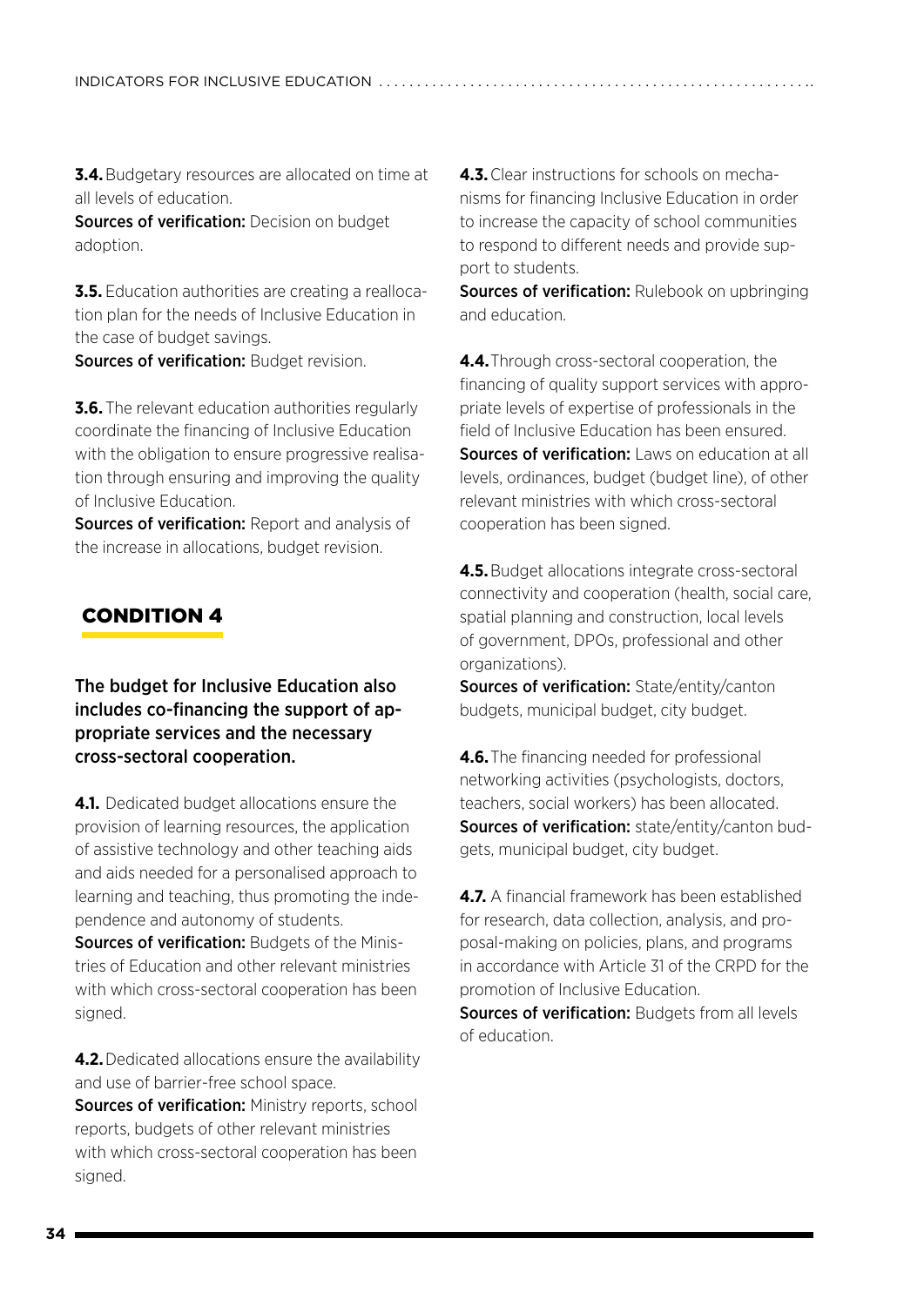**3.4.** Budgetary resources are allocated on time at all levels of education.
**Sources of verification:** Decision on budget adoption.

**3.5.** Education authorities are creating a reallocation plan for the needs of Inclusive Education in the case of budget savings.
**Sources of verification:** Budget revision.

**3.6.** The relevant education authorities regularly coordinate the financing of Inclusive Education with the obligation to ensure progressive realisation through ensuring and improving the quality of Inclusive Education.
**Sources of verification:** Report and analysis of the increase in allocations, budget revision.

## CONDITION 4

### The budget for Inclusive Education also includes co-financing the support of appropriate services and the necessary cross-sectoral cooperation.

**4.1.** Dedicated budget allocations ensure the provision of learning resources, the application of assistive technology and other teaching aids and aids needed for a personalised approach to learning and teaching, thus promoting the independence and autonomy of students.
**Sources of verification:** Budgets of the Ministries of Education and other relevant ministries with which cross-sectoral cooperation has been signed.

**4.2.** Dedicated allocations ensure the availability and use of barrier-free school space.
**Sources of verification:** Ministry reports, school reports, budgets of other relevant ministries with which cross-sectoral cooperation has been signed.

**4.3.** Clear instructions for schools on mechanisms for financing Inclusive Education in order to increase the capacity of school communities to respond to different needs and provide support to students.
**Sources of verification:** Rulebook on upbringing and education.

**4.4.** Through cross-sectoral cooperation, the financing of quality support services with appropriate levels of expertise of professionals in the field of Inclusive Education has been ensured.
**Sources of verification:** Laws on education at all levels, ordinances, budget (budget line), of other relevant ministries with which cross-sectoral cooperation has been signed.

**4.5.** Budget allocations integrate cross-sectoral connectivity and cooperation (health, social care, spatial planning and construction, local levels of government, DPOs, professional and other organizations).
**Sources of verification:** State/entity/canton budgets, municipal budget, city budget.

**4.6.** The financing needed for professional networking activities (psychologists, doctors, teachers, social workers) has been allocated.
**Sources of verification:** state/entity/canton budgets, municipal budget, city budget.

**4.7.** A financial framework has been established for research, data collection, analysis, and proposal-making on policies, plans, and programs in accordance with Article 31 of the CRPD for the promotion of Inclusive Education.
**Sources of verification:** Budgets from all levels of education.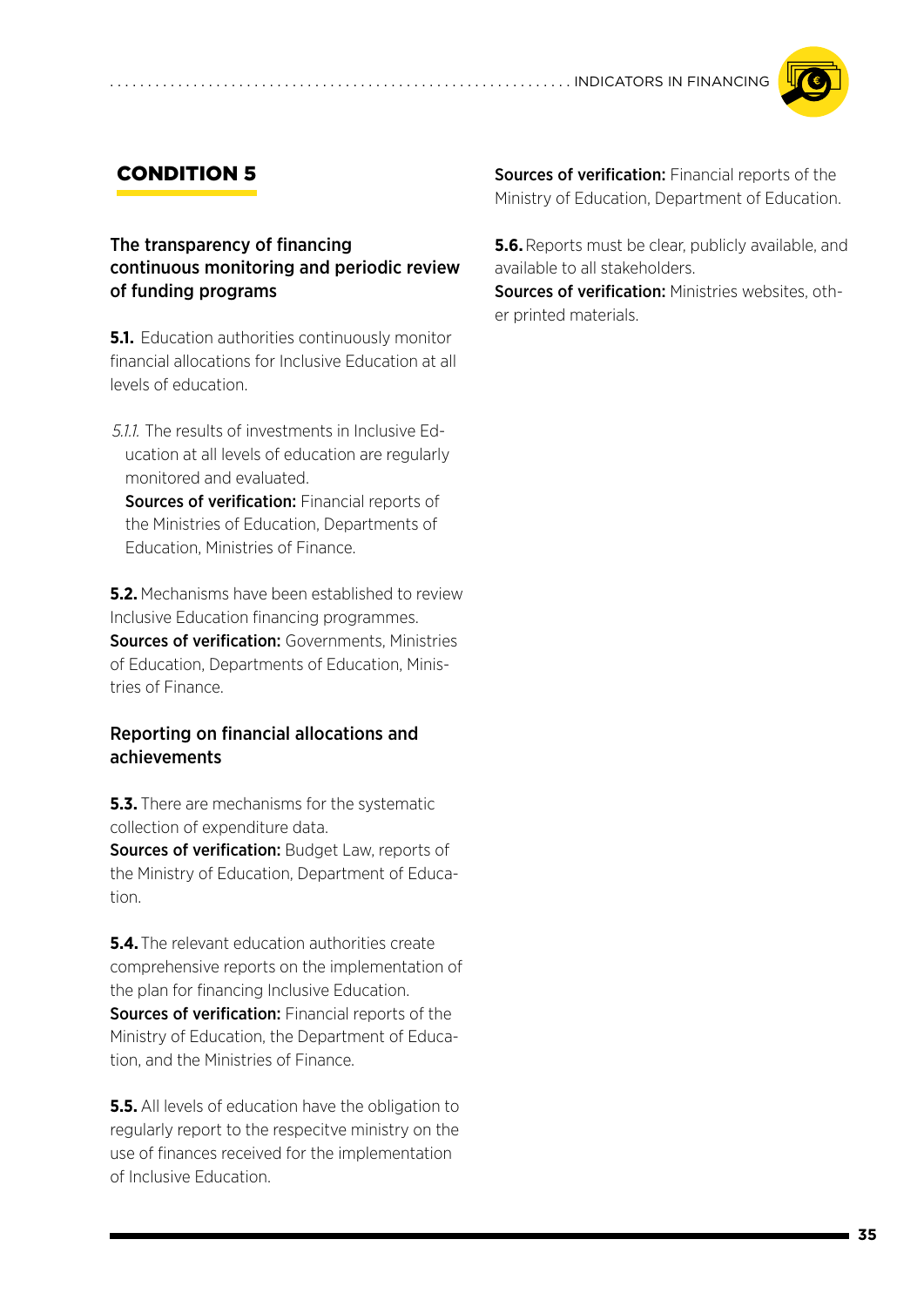## CONDITION 5

### The transparency of financing continuous monitoring and periodic review of funding programs

**5.1.** Education authorities continuously monitor financial allocations for Inclusive Education at all levels of education.

*5.1.1.* The results of investments in Inclusive Education at all levels of education are regularly monitored and evaluated.
**Sources of verification:** Financial reports of the Ministries of Education, Departments of Education, Ministries of Finance.

**5.2.** Mechanisms have been established to review Inclusive Education financing programmes.
**Sources of verification:** Governments, Ministries of Education, Departments of Education, Ministries of Finance.

### Reporting on financial allocations and achievements

**5.3.** There are mechanisms for the systematic collection of expenditure data.
**Sources of verification:** Budget Law, reports of the Ministry of Education, Department of Education.

**5.4.** The relevant education authorities create comprehensive reports on the implementation of the plan for financing Inclusive Education.
**Sources of verification:** Financial reports of the Ministry of Education, the Department of Education, and the Ministries of Finance.

**5.5.** All levels of education have the obligation to regularly report to the respecitve ministry on the use of finances received for the implementation of Inclusive Education.
**Sources of verification:** Financial reports of the Ministry of Education, Department of Education.

**5.6.** Reports must be clear, publicly available, and available to all stakeholders.
**Sources of verification:** Ministries websites, other printed materials.